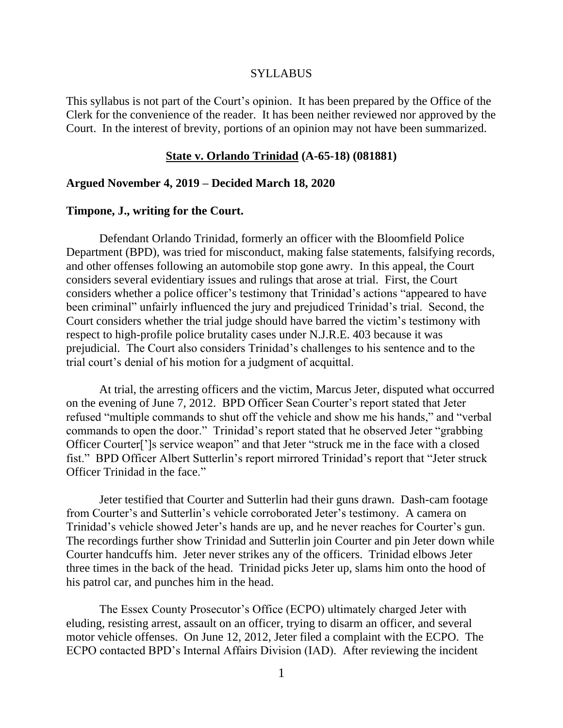# SYLLABUS

This syllabus is not part of the Court's opinion. It has been prepared by the Office of the Clerk for the convenience of the reader. It has been neither reviewed nor approved by the Court. In the interest of brevity, portions of an opinion may not have been summarized.

## **State v. Orlando Trinidad (A-65-18) (081881)**

**Argued November 4, 2019 – Decided March 18, 2020**

**Timpone, J., writing for the Court.**

Defendant Orlando Trinidad, formerly an officer with the Bloomfield Police Department (BPD), was tried for misconduct, making false statements, falsifying records, and other offenses following an automobile stop gone awry. In this appeal, the Court considers several evidentiary issues and rulings that arose at trial. First, the Court considers whether a police officer's testimony that Trinidad's actions "appeared to have been criminal" unfairly influenced the jury and prejudiced Trinidad's trial. Second, the Court considers whether the trial judge should have barred the victim's testimony with respect to high-profile police brutality cases under N.J.R.E. 403 because it was prejudicial. The Court also considers Trinidad's challenges to his sentence and to the trial court's denial of his motion for a judgment of acquittal.

At trial, the arresting officers and the victim, Marcus Jeter, disputed what occurred on the evening of June 7, 2012. BPD Officer Sean Courter's report stated that Jeter refused "multiple commands to shut off the vehicle and show me his hands," and "verbal commands to open the door." Trinidad's report stated that he observed Jeter "grabbing Officer Courter[']s service weapon" and that Jeter "struck me in the face with a closed fist." BPD Officer Albert Sutterlin's report mirrored Trinidad's report that "Jeter struck Officer Trinidad in the face."

Jeter testified that Courter and Sutterlin had their guns drawn. Dash-cam footage from Courter's and Sutterlin's vehicle corroborated Jeter's testimony. A camera on Trinidad's vehicle showed Jeter's hands are up, and he never reaches for Courter's gun. The recordings further show Trinidad and Sutterlin join Courter and pin Jeter down while Courter handcuffs him. Jeter never strikes any of the officers. Trinidad elbows Jeter three times in the back of the head. Trinidad picks Jeter up, slams him onto the hood of his patrol car, and punches him in the head.

The Essex County Prosecutor's Office (ECPO) ultimately charged Jeter with eluding, resisting arrest, assault on an officer, trying to disarm an officer, and several motor vehicle offenses. On June 12, 2012, Jeter filed a complaint with the ECPO. The ECPO contacted BPD's Internal Affairs Division (IAD). After reviewing the incident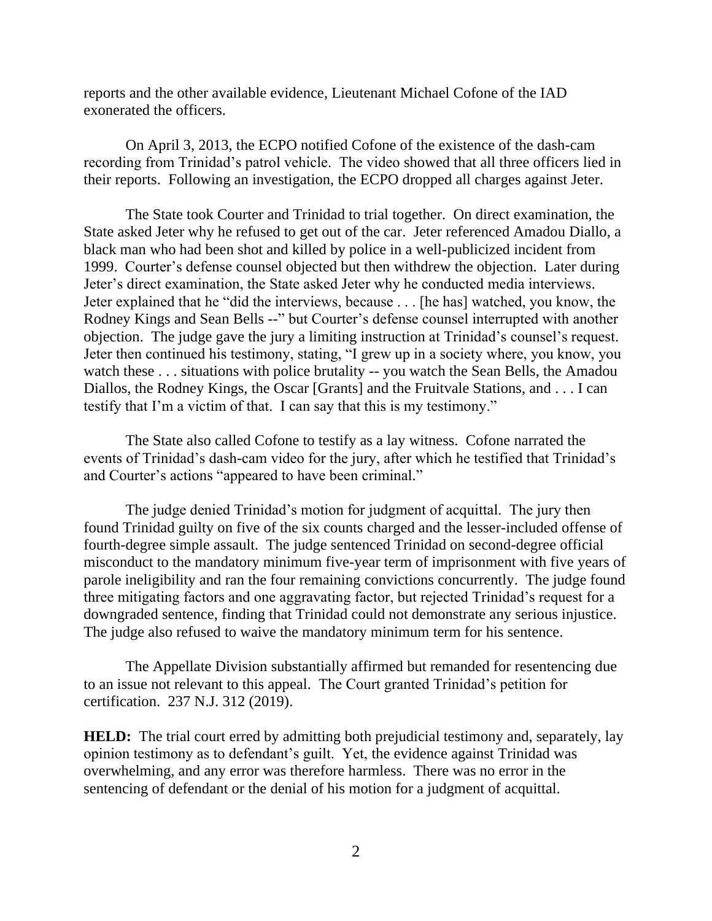reports and the other available evidence, Lieutenant Michael Cofone of the IAD exonerated the officers.

On April 3, 2013, the ECPO notified Cofone of the existence of the dash-cam recording from Trinidad's patrol vehicle. The video showed that all three officers lied in their reports. Following an investigation, the ECPO dropped all charges against Jeter.

The State took Courter and Trinidad to trial together. On direct examination, the State asked Jeter why he refused to get out of the car. Jeter referenced Amadou Diallo, a black man who had been shot and killed by police in a well-publicized incident from 1999. Courter's defense counsel objected but then withdrew the objection. Later during Jeter's direct examination, the State asked Jeter why he conducted media interviews. Jeter explained that he "did the interviews, because . . . [he has] watched, you know, the Rodney Kings and Sean Bells --" but Courter's defense counsel interrupted with another objection. The judge gave the jury a limiting instruction at Trinidad's counsel's request. Jeter then continued his testimony, stating, "I grew up in a society where, you know, you watch these . . . situations with police brutality -- you watch the Sean Bells, the Amadou Diallos, the Rodney Kings, the Oscar [Grants] and the Fruitvale Stations, and . . . I can testify that I'm a victim of that. I can say that this is my testimony."

The State also called Cofone to testify as a lay witness. Cofone narrated the events of Trinidad's dash-cam video for the jury, after which he testified that Trinidad's and Courter's actions "appeared to have been criminal."

The judge denied Trinidad's motion for judgment of acquittal. The jury then found Trinidad guilty on five of the six counts charged and the lesser-included offense of fourth-degree simple assault. The judge sentenced Trinidad on second-degree official misconduct to the mandatory minimum five-year term of imprisonment with five years of parole ineligibility and ran the four remaining convictions concurrently. The judge found three mitigating factors and one aggravating factor, but rejected Trinidad's request for a downgraded sentence, finding that Trinidad could not demonstrate any serious injustice. The judge also refused to waive the mandatory minimum term for his sentence.

The Appellate Division substantially affirmed but remanded for resentencing due to an issue not relevant to this appeal. The Court granted Trinidad's petition for certification. 237 N.J. 312 (2019).

**HELD:** The trial court erred by admitting both prejudicial testimony and, separately, lay opinion testimony as to defendant's guilt. Yet, the evidence against Trinidad was overwhelming, and any error was therefore harmless. There was no error in the sentencing of defendant or the denial of his motion for a judgment of acquittal.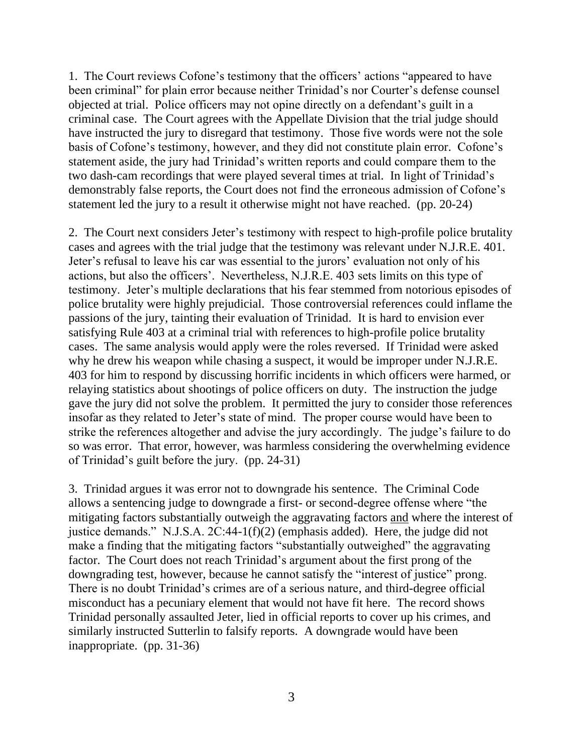1. The Court reviews Cofone's testimony that the officers' actions "appeared to have been criminal" for plain error because neither Trinidad's nor Courter's defense counsel objected at trial. Police officers may not opine directly on a defendant's guilt in a criminal case. The Court agrees with the Appellate Division that the trial judge should have instructed the jury to disregard that testimony. Those five words were not the sole basis of Cofone's testimony, however, and they did not constitute plain error. Cofone's statement aside, the jury had Trinidad's written reports and could compare them to the two dash-cam recordings that were played several times at trial. In light of Trinidad's demonstrably false reports, the Court does not find the erroneous admission of Cofone's statement led the jury to a result it otherwise might not have reached. (pp. 20-24)

2. The Court next considers Jeter's testimony with respect to high-profile police brutality cases and agrees with the trial judge that the testimony was relevant under N.J.R.E. 401. Jeter's refusal to leave his car was essential to the jurors' evaluation not only of his actions, but also the officers'. Nevertheless, N.J.R.E. 403 sets limits on this type of testimony. Jeter's multiple declarations that his fear stemmed from notorious episodes of police brutality were highly prejudicial. Those controversial references could inflame the passions of the jury, tainting their evaluation of Trinidad. It is hard to envision ever satisfying Rule 403 at a criminal trial with references to high-profile police brutality cases. The same analysis would apply were the roles reversed. If Trinidad were asked why he drew his weapon while chasing a suspect, it would be improper under N.J.R.E. 403 for him to respond by discussing horrific incidents in which officers were harmed, or relaying statistics about shootings of police officers on duty. The instruction the judge gave the jury did not solve the problem. It permitted the jury to consider those references insofar as they related to Jeter's state of mind. The proper course would have been to strike the references altogether and advise the jury accordingly. The judge's failure to do so was error. That error, however, was harmless considering the overwhelming evidence of Trinidad's guilt before the jury. (pp. 24-31)

3. Trinidad argues it was error not to downgrade his sentence. The Criminal Code allows a sentencing judge to downgrade a first- or second-degree offense where "the mitigating factors substantially outweigh the aggravating factors <u>and</u> where the interest of justice demands." N.J.S.A. 2C:44-1(f)(2) (emphasis added). Here, the judge did not make a finding that the mitigating factors "substantially outweighed" the aggravating factor. The Court does not reach Trinidad's argument about the first prong of the downgrading test, however, because he cannot satisfy the "interest of justice" prong. There is no doubt Trinidad's crimes are of a serious nature, and third-degree official misconduct has a pecuniary element that would not have fit here. The record shows Trinidad personally assaulted Jeter, lied in official reports to cover up his crimes, and similarly instructed Sutterlin to falsify reports. A downgrade would have been inappropriate. (pp. 31-36)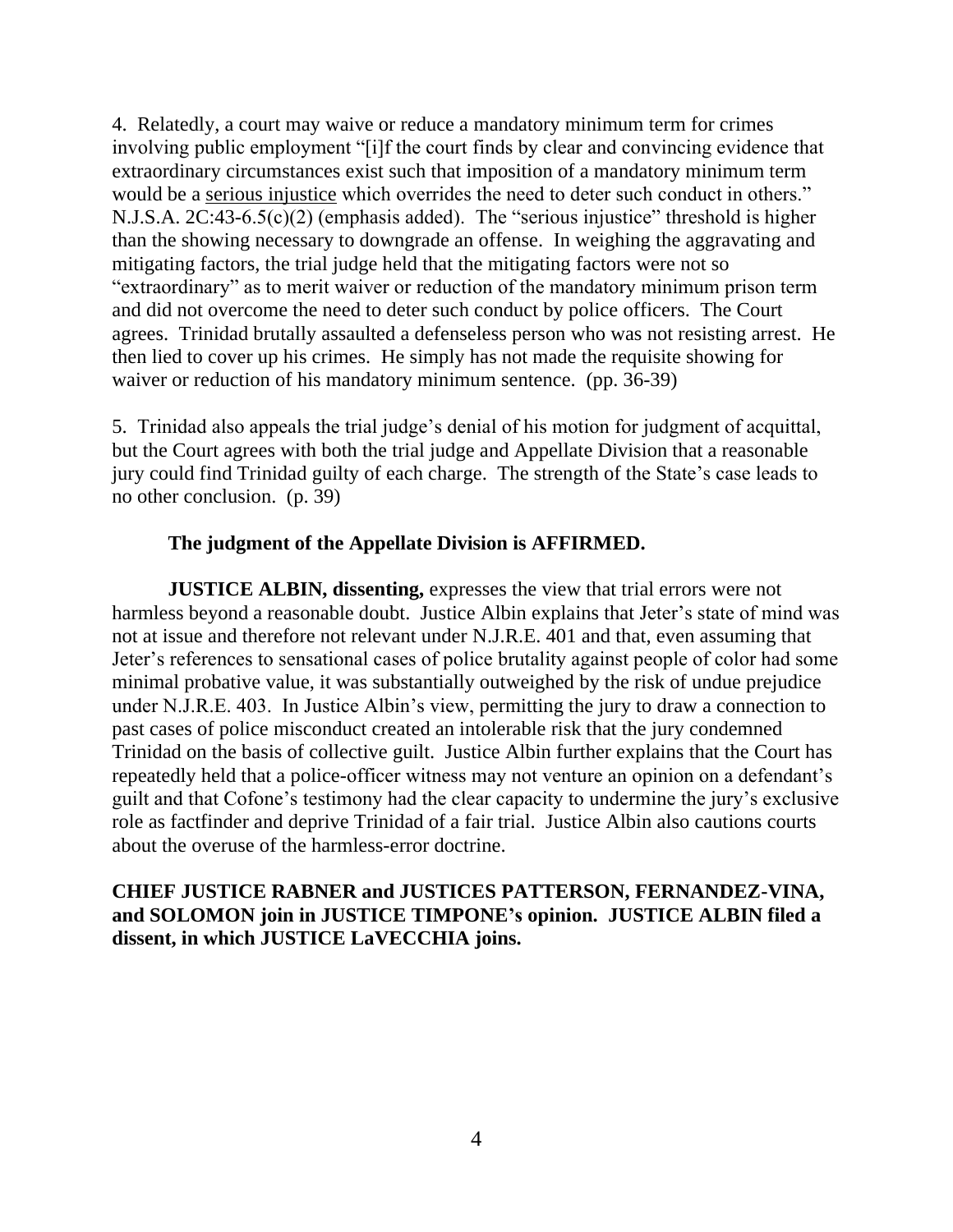4. Relatedly, a court may waive or reduce a mandatory minimum term for crimes involving public employment "[i]f the court finds by clear and convincing evidence that extraordinary circumstances exist such that imposition of a mandatory minimum term would be a serious injustice which overrides the need to deter such conduct in others." N.J.S.A. 2C:43-6.5(c)(2) (emphasis added). The "serious injustice" threshold is higher than the showing necessary to downgrade an offense. In weighing the aggravating and mitigating factors, the trial judge held that the mitigating factors were not so "extraordinary" as to merit waiver or reduction of the mandatory minimum prison term and did not overcome the need to deter such conduct by police officers. The Court agrees. Trinidad brutally assaulted a defenseless person who was not resisting arrest. He then lied to cover up his crimes. He simply has not made the requisite showing for waiver or reduction of his mandatory minimum sentence. (pp. 36-39)

5. Trinidad also appeals the trial judge's denial of his motion for judgment of acquittal, but the Court agrees with both the trial judge and Appellate Division that a reasonable jury could find Trinidad guilty of each charge. The strength of the State's case leads to no other conclusion. (p. 39)

**The judgment of the Appellate Division is AFFIRMED.**

**JUSTICE ALBIN, dissenting,** expresses the view that trial errors were not harmless beyond a reasonable doubt. Justice Albin explains that Jeter's state of mind was not at issue and therefore not relevant under N.J.R.E. 401 and that, even assuming that Jeter's references to sensational cases of police brutality against people of color had some minimal probative value, it was substantially outweighed by the risk of undue prejudice under N.J.R.E. 403. In Justice Albin's view, permitting the jury to draw a connection to past cases of police misconduct created an intolerable risk that the jury condemned Trinidad on the basis of collective guilt. Justice Albin further explains that the Court has repeatedly held that a police-officer witness may not venture an opinion on a defendant's guilt and that Cofone's testimony had the clear capacity to undermine the jury's exclusive role as factfinder and deprive Trinidad of a fair trial. Justice Albin also cautions courts about the overuse of the harmless-error doctrine.

**CHIEF JUSTICE RABNER and JUSTICES PATTERSON, FERNANDEZ-VINA, and SOLOMON join in JUSTICE TIMPONE's opinion. JUSTICE ALBIN filed a dissent, in which JUSTICE LaVECCHIA joins.**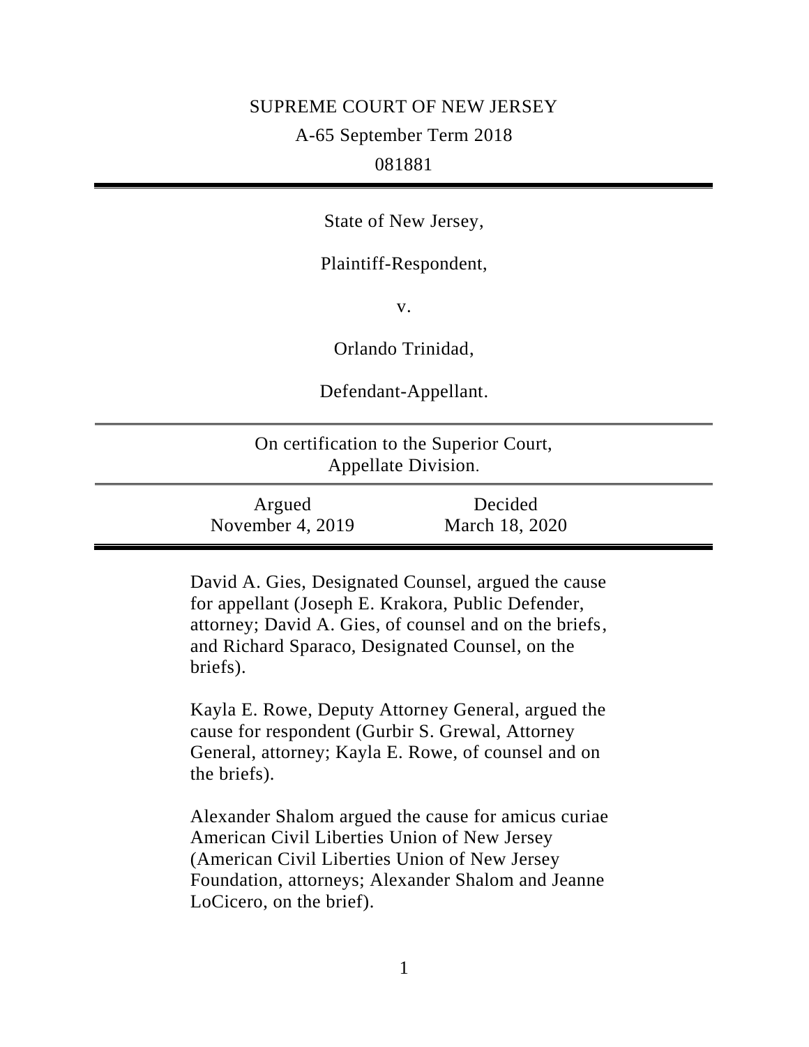SUPREME COURT OF NEW JERSEY

A-65 September Term 2018

081881

---

State of New Jersey,

Plaintiff-Respondent,

v.

Orlando Trinidad,

Defendant-Appellant.

---

On certification to the Superior Court, Appellate Division.

---

| Argued | Decided |
| --- | --- |
| November 4, 2019 | March 18, 2020 |

---

David A. Gies, Designated Counsel, argued the cause for appellant (Joseph E. Krakora, Public Defender, attorney; David A. Gies, of counsel and on the briefs, and Richard Sparaco, Designated Counsel, on the briefs).

Kayla E. Rowe, Deputy Attorney General, argued the cause for respondent (Gurbir S. Grewal, Attorney General, attorney; Kayla E. Rowe, of counsel and on the briefs).

Alexander Shalom argued the cause for amicus curiae American Civil Liberties Union of New Jersey (American Civil Liberties Union of New Jersey Foundation, attorneys; Alexander Shalom and Jeanne LoCicero, on the brief).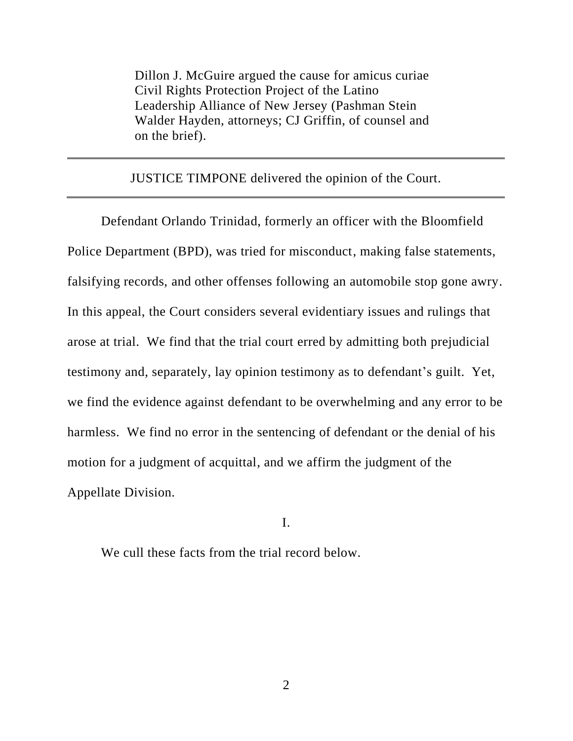Dillon J. McGuire argued the cause for amicus curiae Civil Rights Protection Project of the Latino Leadership Alliance of New Jersey (Pashman Stein Walder Hayden, attorneys; CJ Griffin, of counsel and on the brief).

---

JUSTICE TIMPONE delivered the opinion of the Court.

---

Defendant Orlando Trinidad, formerly an officer with the Bloomfield Police Department (BPD), was tried for misconduct, making false statements, falsifying records, and other offenses following an automobile stop gone awry. In this appeal, the Court considers several evidentiary issues and rulings that arose at trial. We find that the trial court erred by admitting both prejudicial testimony and, separately, lay opinion testimony as to defendant's guilt. Yet, we find the evidence against defendant to be overwhelming and any error to be harmless. We find no error in the sentencing of defendant or the denial of his motion for a judgment of acquittal, and we affirm the judgment of the Appellate Division.

I.

We cull these facts from the trial record below.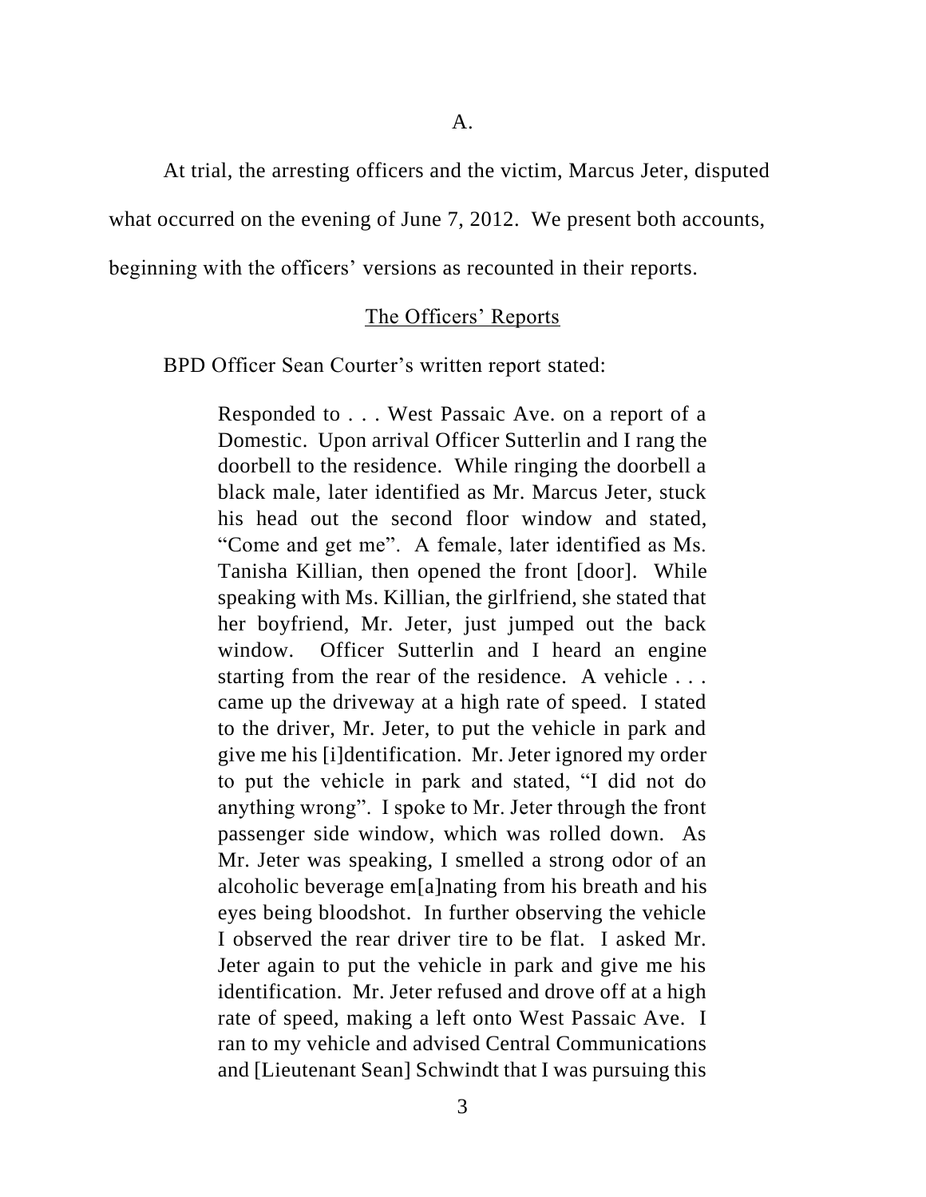A.

At trial, the arresting officers and the victim, Marcus Jeter, disputed what occurred on the evening of June 7, 2012. We present both accounts, beginning with the officers' versions as recounted in their reports.

<u>The Officers' Reports</u>

BPD Officer Sean Courter's written report stated:

> Responded to . . . West Passaic Ave. on a report of a Domestic. Upon arrival Officer Sutterlin and I rang the doorbell to the residence. While ringing the doorbell a black male, later identified as Mr. Marcus Jeter, stuck his head out the second floor window and stated, "Come and get me". A female, later identified as Ms. Tanisha Killian, then opened the front [door]. While speaking with Ms. Killian, the girlfriend, she stated that her boyfriend, Mr. Jeter, just jumped out the back window. Officer Sutterlin and I heard an engine starting from the rear of the residence. A vehicle . . . came up the driveway at a high rate of speed. I stated to the driver, Mr. Jeter, to put the vehicle in park and give me his [i]dentification. Mr. Jeter ignored my order to put the vehicle in park and stated, "I did not do anything wrong". I spoke to Mr. Jeter through the front passenger side window, which was rolled down. As Mr. Jeter was speaking, I smelled a strong odor of an alcoholic beverage em[a]nating from his breath and his eyes being bloodshot. In further observing the vehicle I observed the rear driver tire to be flat. I asked Mr. Jeter again to put the vehicle in park and give me his identification. Mr. Jeter refused and drove off at a high rate of speed, making a left onto West Passaic Ave. I ran to my vehicle and advised Central Communications and [Lieutenant Sean] Schwindt that I was pursuing this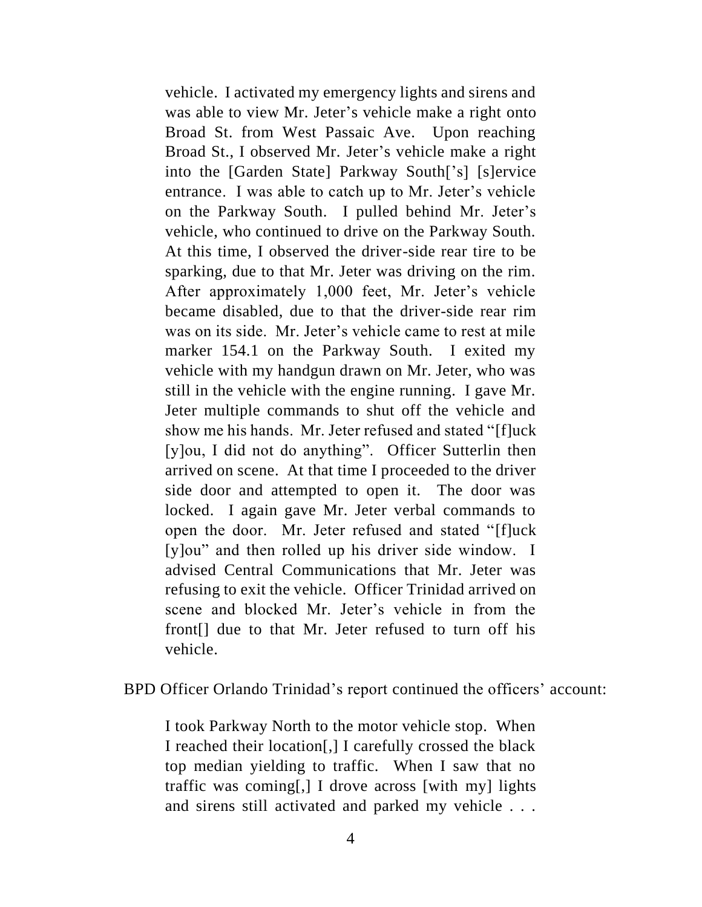> vehicle. I activated my emergency lights and sirens and was able to view Mr. Jeter's vehicle make a right onto Broad St. from West Passaic Ave. Upon reaching Broad St., I observed Mr. Jeter's vehicle make a right into the [Garden State] Parkway South['s] [s]ervice entrance. I was able to catch up to Mr. Jeter's vehicle on the Parkway South. I pulled behind Mr. Jeter's vehicle, who continued to drive on the Parkway South. At this time, I observed the driver-side rear tire to be sparking, due to that Mr. Jeter was driving on the rim. After approximately 1,000 feet, Mr. Jeter's vehicle became disabled, due to that the driver-side rear rim was on its side. Mr. Jeter's vehicle came to rest at mile marker 154.1 on the Parkway South. I exited my vehicle with my handgun drawn on Mr. Jeter, who was still in the vehicle with the engine running. I gave Mr. Jeter multiple commands to shut off the vehicle and show me his hands. Mr. Jeter refused and stated "[f]uck [y]ou, I did not do anything". Officer Sutterlin then arrived on scene. At that time I proceeded to the driver side door and attempted to open it. The door was locked. I again gave Mr. Jeter verbal commands to open the door. Mr. Jeter refused and stated "[f]uck [y]ou" and then rolled up his driver side window. I advised Central Communications that Mr. Jeter was refusing to exit the vehicle. Officer Trinidad arrived on scene and blocked Mr. Jeter's vehicle in from the front[] due to that Mr. Jeter refused to turn off his vehicle.

BPD Officer Orlando Trinidad's report continued the officers' account:

> I took Parkway North to the motor vehicle stop. When I reached their location[,] I carefully crossed the black top median yielding to traffic. When I saw that no traffic was coming[,] I drove across [with my] lights and sirens still activated and parked my vehicle . . .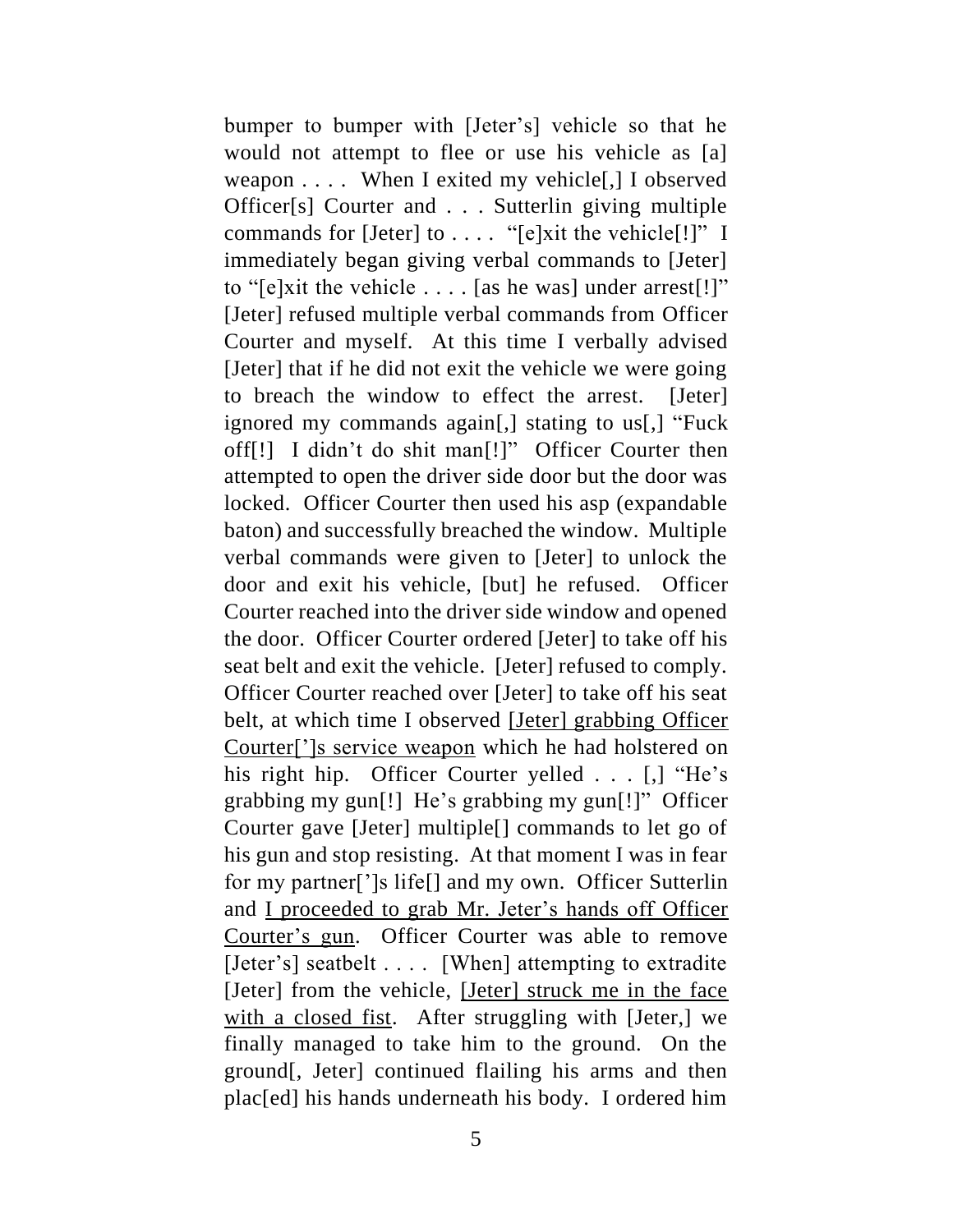bumper to bumper with [Jeter's] vehicle so that he would not attempt to flee or use his vehicle as [a] weapon . . . . When I exited my vehicle[,] I observed Officer[s] Courter and . . . Sutterlin giving multiple commands for [Jeter] to . . . . "[e]xit the vehicle[!]" I immediately began giving verbal commands to [Jeter] to "[e]xit the vehicle . . . . [as he was] under arrest[!]" [Jeter] refused multiple verbal commands from Officer Courter and myself. At this time I verbally advised [Jeter] that if he did not exit the vehicle we were going to breach the window to effect the arrest. [Jeter] ignored my commands again[,] stating to us[,] "Fuck off[!] I didn't do shit man[!]" Officer Courter then attempted to open the driver side door but the door was locked. Officer Courter then used his asp (expandable baton) and successfully breached the window. Multiple verbal commands were given to [Jeter] to unlock the door and exit his vehicle, [but] he refused. Officer Courter reached into the driver side window and opened the door. Officer Courter ordered [Jeter] to take off his seat belt and exit the vehicle. [Jeter] refused to comply. Officer Courter reached over [Jeter] to take off his seat belt, at which time I observed <u>[Jeter] grabbing Officer Courter[']s service weapon</u> which he had holstered on his right hip. Officer Courter yelled . . . [,] "He's grabbing my gun[!] He's grabbing my gun[!]" Officer Courter gave [Jeter] multiple[] commands to let go of his gun and stop resisting. At that moment I was in fear for my partner[']s life[] and my own. Officer Sutterlin and <u>I proceeded to grab Mr. Jeter's hands off Officer Courter's gun</u>. Officer Courter was able to remove [Jeter's] seatbelt . . . . [When] attempting to extradite [Jeter] from the vehicle, <u>[Jeter] struck me in the face with a closed fist</u>. After struggling with [Jeter,] we finally managed to take him to the ground. On the ground[, Jeter] continued flailing his arms and then plac[ed] his hands underneath his body. I ordered him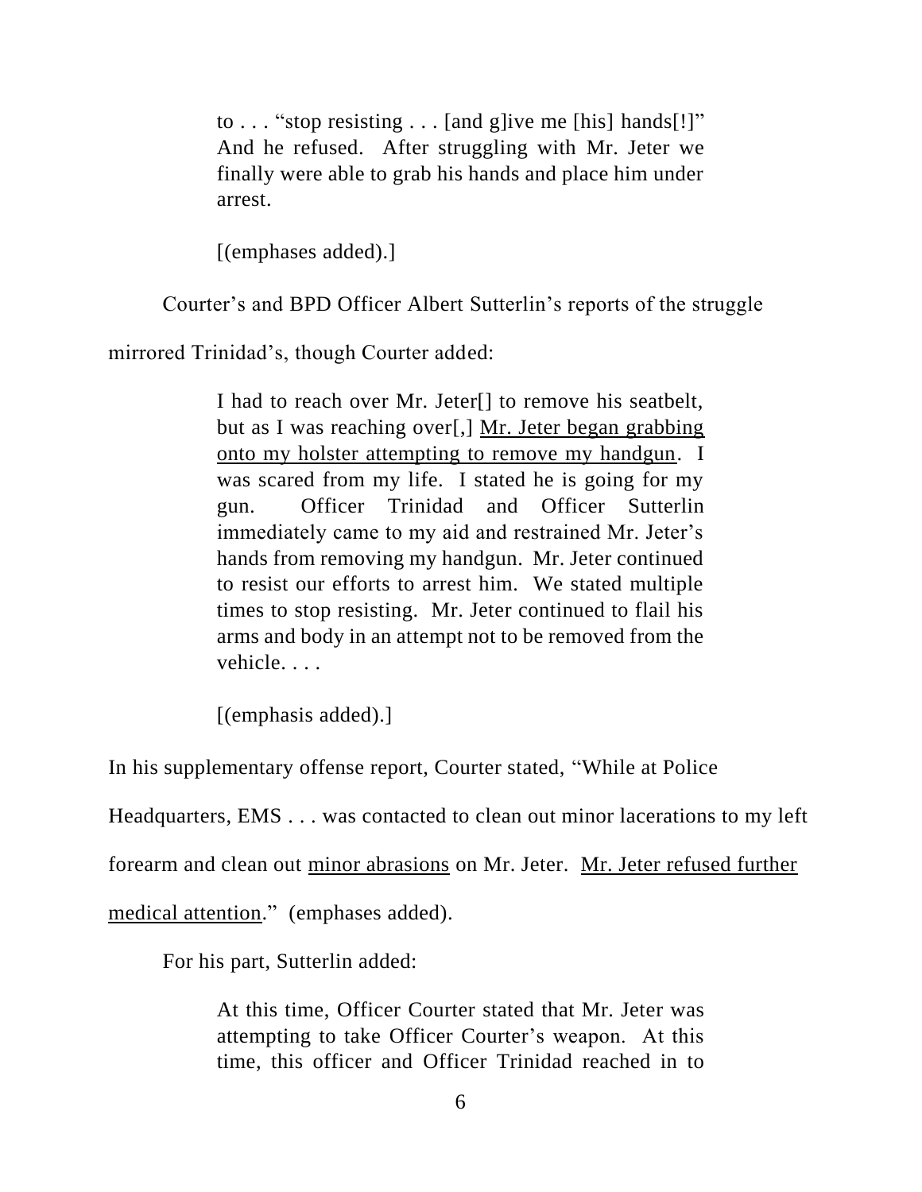> to . . . "stop resisting . . . [and g]ive me [his] hands[!]" And he refused. After struggling with Mr. Jeter we finally were able to grab his hands and place him under arrest.
>
> [(emphases added).]

Courter's and BPD Officer Albert Sutterlin's reports of the struggle mirrored Trinidad's, though Courter added:

> I had to reach over Mr. Jeter[] to remove his seatbelt, but as I was reaching over[,] <u>Mr. Jeter began grabbing onto my holster attempting to remove my handgun</u>. I was scared from my life. I stated he is going for my gun. Officer Trinidad and Officer Sutterlin immediately came to my aid and restrained Mr. Jeter's hands from removing my handgun. Mr. Jeter continued to resist our efforts to arrest him. We stated multiple times to stop resisting. Mr. Jeter continued to flail his arms and body in an attempt not to be removed from the vehicle. . . .
>
> [(emphasis added).]

In his supplementary offense report, Courter stated, "While at Police Headquarters, EMS . . . was contacted to clean out minor lacerations to my left forearm and clean out <u>minor abrasions</u> on Mr. Jeter. <u>Mr. Jeter refused further medical attention</u>." (emphases added).

For his part, Sutterlin added:

> At this time, Officer Courter stated that Mr. Jeter was attempting to take Officer Courter's weapon. At this time, this officer and Officer Trinidad reached in to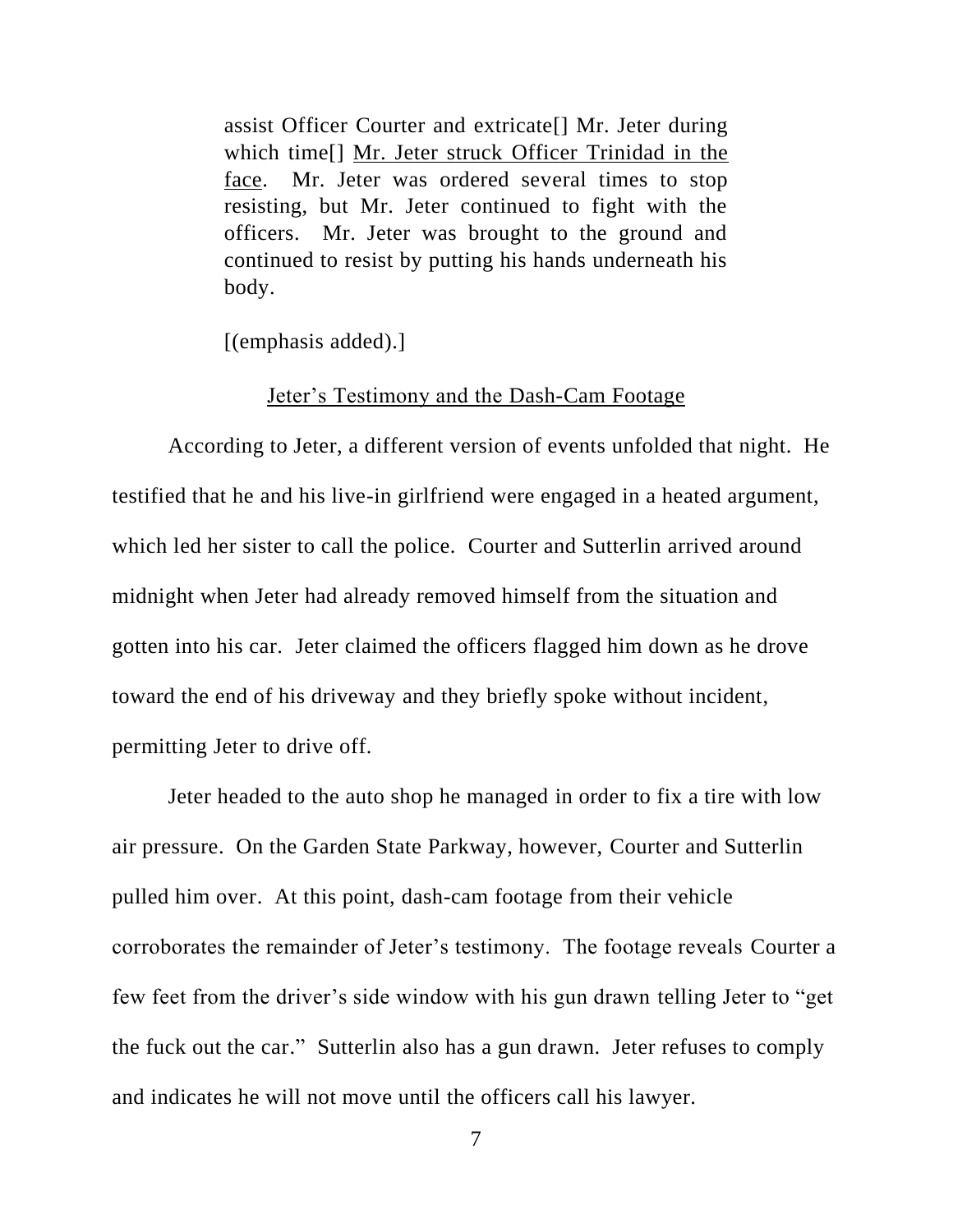> assist Officer Courter and extricate[] Mr. Jeter during which time[] <u>Mr. Jeter struck Officer Trinidad in the face</u>. Mr. Jeter was ordered several times to stop resisting, but Mr. Jeter continued to fight with the officers. Mr. Jeter was brought to the ground and continued to resist by putting his hands underneath his body.
>
> [(emphasis added).]

<u>Jeter's Testimony and the Dash-Cam Footage</u>

According to Jeter, a different version of events unfolded that night. He testified that he and his live-in girlfriend were engaged in a heated argument, which led her sister to call the police. Courter and Sutterlin arrived around midnight when Jeter had already removed himself from the situation and gotten into his car. Jeter claimed the officers flagged him down as he drove toward the end of his driveway and they briefly spoke without incident, permitting Jeter to drive off.

Jeter headed to the auto shop he managed in order to fix a tire with low air pressure. On the Garden State Parkway, however, Courter and Sutterlin pulled him over. At this point, dash-cam footage from their vehicle corroborates the remainder of Jeter's testimony. The footage reveals Courter a few feet from the driver's side window with his gun drawn telling Jeter to "get the fuck out the car." Sutterlin also has a gun drawn. Jeter refuses to comply and indicates he will not move until the officers call his lawyer.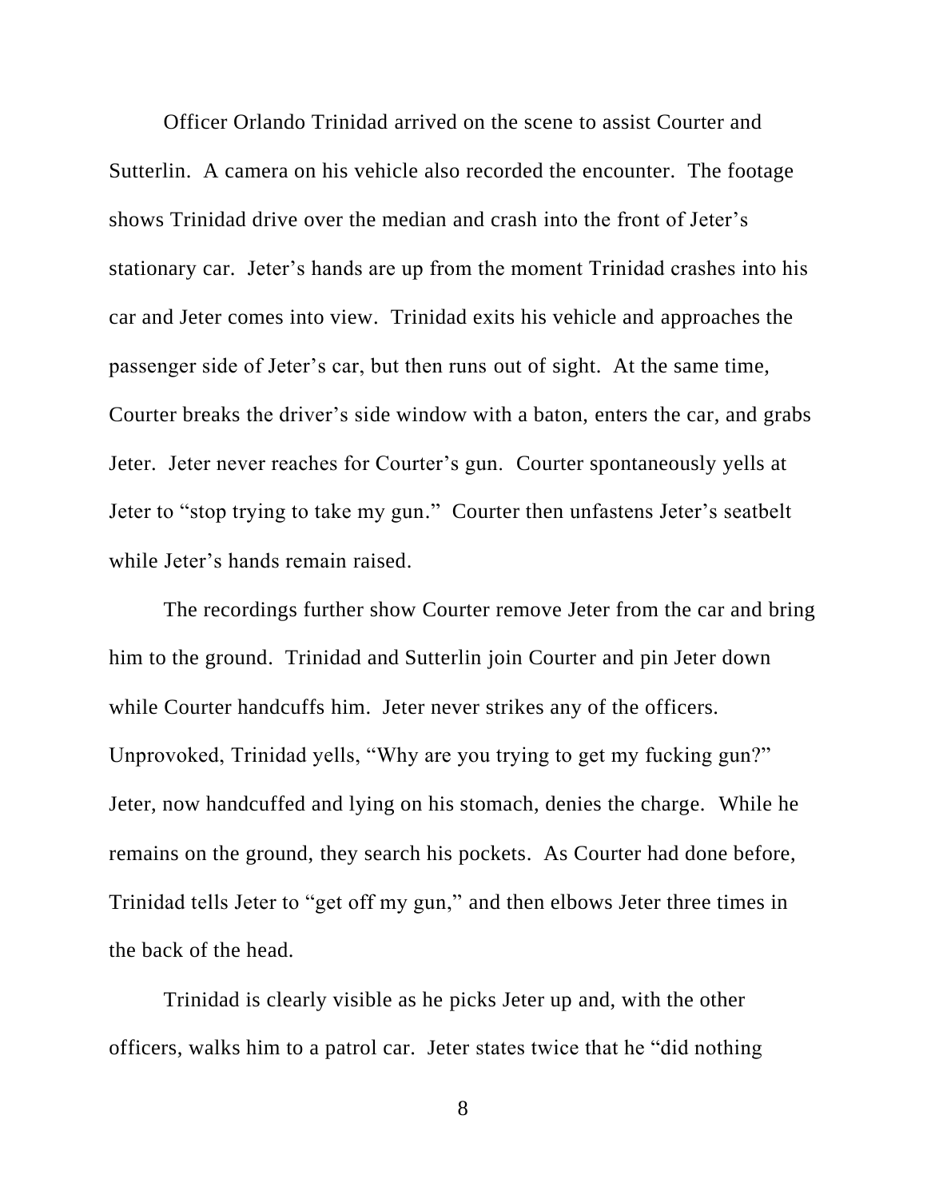Officer Orlando Trinidad arrived on the scene to assist Courter and Sutterlin. A camera on his vehicle also recorded the encounter. The footage shows Trinidad drive over the median and crash into the front of Jeter's stationary car. Jeter's hands are up from the moment Trinidad crashes into his car and Jeter comes into view. Trinidad exits his vehicle and approaches the passenger side of Jeter's car, but then runs out of sight. At the same time, Courter breaks the driver's side window with a baton, enters the car, and grabs Jeter. Jeter never reaches for Courter's gun. Courter spontaneously yells at Jeter to "stop trying to take my gun." Courter then unfastens Jeter's seatbelt while Jeter's hands remain raised.

The recordings further show Courter remove Jeter from the car and bring him to the ground. Trinidad and Sutterlin join Courter and pin Jeter down while Courter handcuffs him. Jeter never strikes any of the officers. Unprovoked, Trinidad yells, "Why are you trying to get my fucking gun?" Jeter, now handcuffed and lying on his stomach, denies the charge. While he remains on the ground, they search his pockets. As Courter had done before, Trinidad tells Jeter to "get off my gun," and then elbows Jeter three times in the back of the head.

Trinidad is clearly visible as he picks Jeter up and, with the other officers, walks him to a patrol car. Jeter states twice that he "did nothing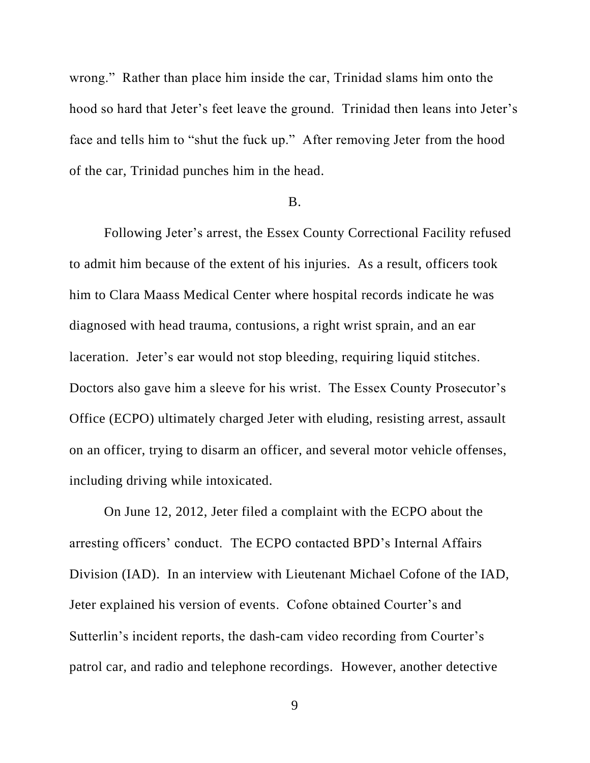wrong." Rather than place him inside the car, Trinidad slams him onto the hood so hard that Jeter's feet leave the ground. Trinidad then leans into Jeter's face and tells him to "shut the fuck up." After removing Jeter from the hood of the car, Trinidad punches him in the head.

B.

Following Jeter's arrest, the Essex County Correctional Facility refused to admit him because of the extent of his injuries. As a result, officers took him to Clara Maass Medical Center where hospital records indicate he was diagnosed with head trauma, contusions, a right wrist sprain, and an ear laceration. Jeter's ear would not stop bleeding, requiring liquid stitches. Doctors also gave him a sleeve for his wrist. The Essex County Prosecutor's Office (ECPO) ultimately charged Jeter with eluding, resisting arrest, assault on an officer, trying to disarm an officer, and several motor vehicle offenses, including driving while intoxicated.

On June 12, 2012, Jeter filed a complaint with the ECPO about the arresting officers' conduct. The ECPO contacted BPD's Internal Affairs Division (IAD). In an interview with Lieutenant Michael Cofone of the IAD, Jeter explained his version of events. Cofone obtained Courter's and Sutterlin's incident reports, the dash-cam video recording from Courter's patrol car, and radio and telephone recordings. However, another detective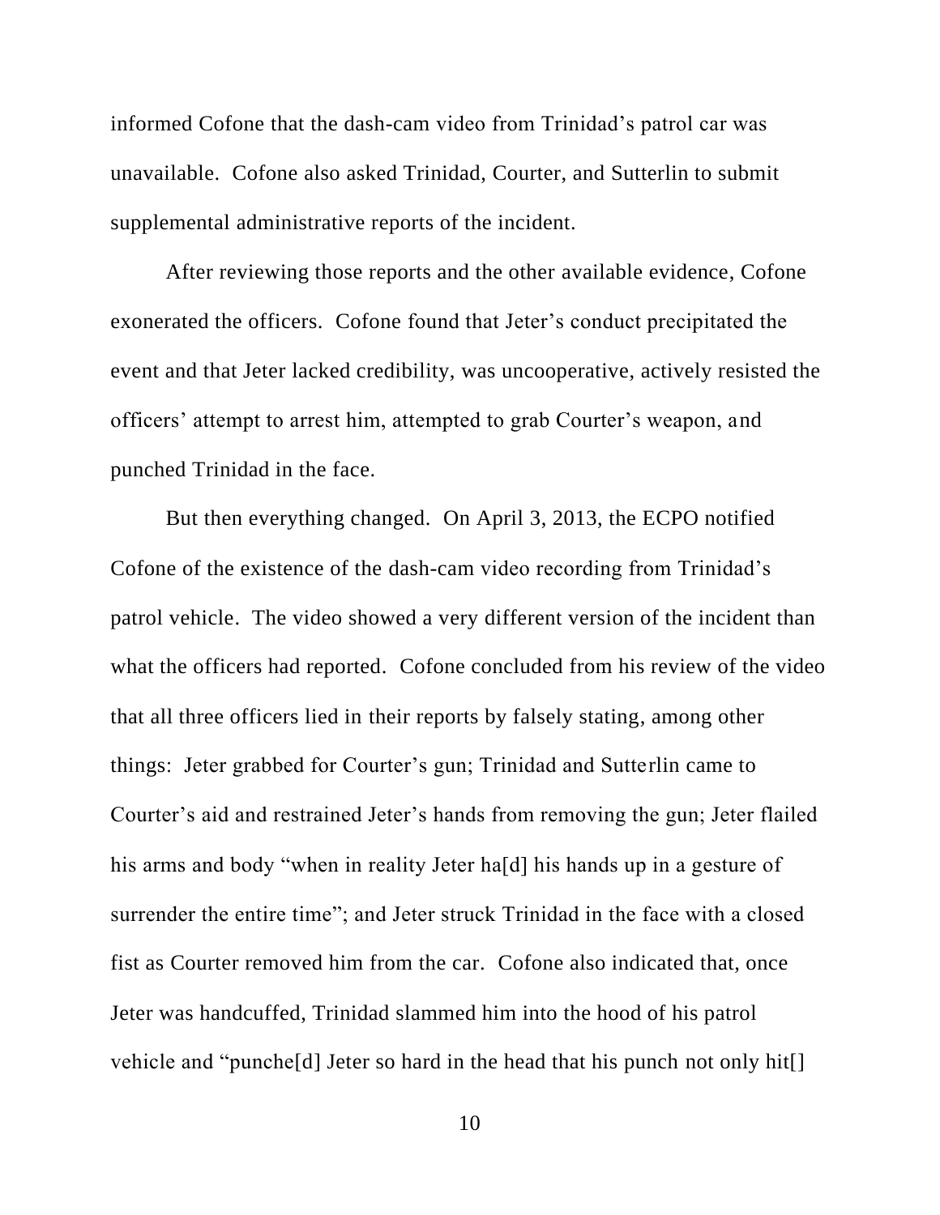informed Cofone that the dash-cam video from Trinidad's patrol car was unavailable. Cofone also asked Trinidad, Courter, and Sutterlin to submit supplemental administrative reports of the incident.

After reviewing those reports and the other available evidence, Cofone exonerated the officers. Cofone found that Jeter's conduct precipitated the event and that Jeter lacked credibility, was uncooperative, actively resisted the officers' attempt to arrest him, attempted to grab Courter's weapon, and punched Trinidad in the face.

But then everything changed. On April 3, 2013, the ECPO notified Cofone of the existence of the dash-cam video recording from Trinidad's patrol vehicle. The video showed a very different version of the incident than what the officers had reported. Cofone concluded from his review of the video that all three officers lied in their reports by falsely stating, among other things: Jeter grabbed for Courter's gun; Trinidad and Sutterlin came to Courter's aid and restrained Jeter's hands from removing the gun; Jeter flailed his arms and body "when in reality Jeter ha[d] his hands up in a gesture of surrender the entire time"; and Jeter struck Trinidad in the face with a closed fist as Courter removed him from the car. Cofone also indicated that, once Jeter was handcuffed, Trinidad slammed him into the hood of his patrol vehicle and "punche[d] Jeter so hard in the head that his punch not only hit[]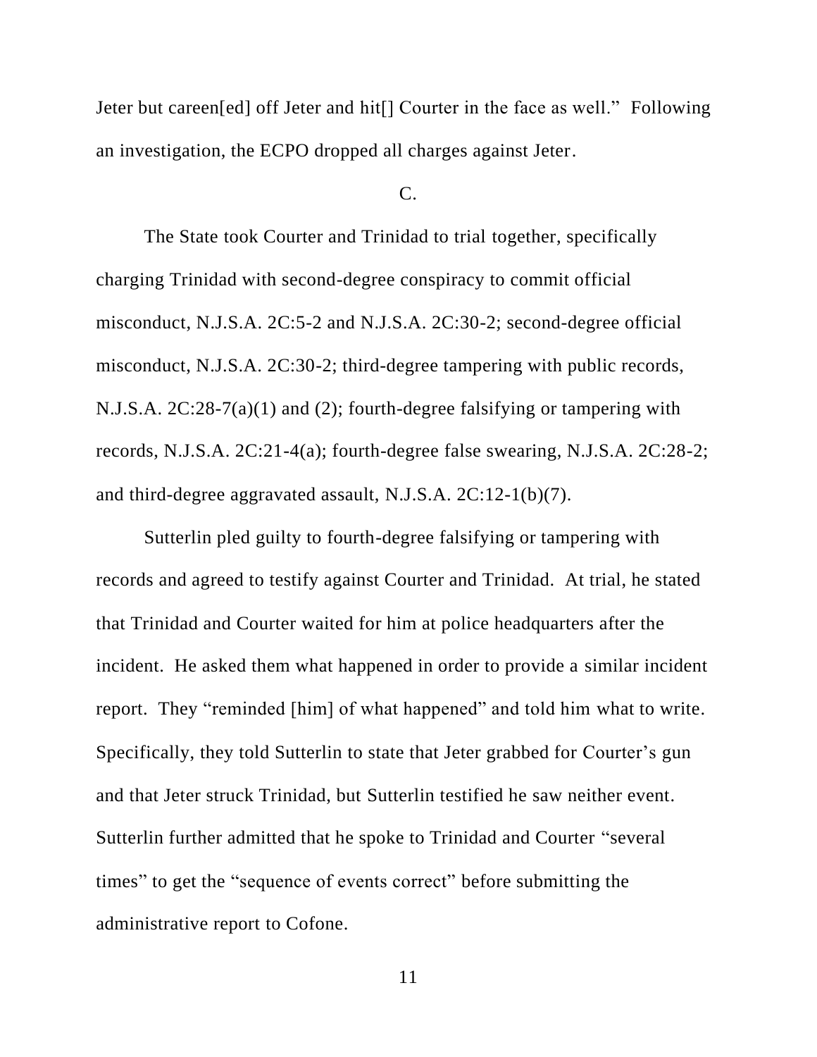Jeter but careen[ed] off Jeter and hit[] Courter in the face as well." Following an investigation, the ECPO dropped all charges against Jeter.

C.

The State took Courter and Trinidad to trial together, specifically charging Trinidad with second-degree conspiracy to commit official misconduct, N.J.S.A. 2C:5-2 and N.J.S.A. 2C:30-2; second-degree official misconduct, N.J.S.A. 2C:30-2; third-degree tampering with public records, N.J.S.A. 2C:28-7(a)(1) and (2); fourth-degree falsifying or tampering with records, N.J.S.A. 2C:21-4(a); fourth-degree false swearing, N.J.S.A. 2C:28-2; and third-degree aggravated assault, N.J.S.A. 2C:12-1(b)(7).

Sutterlin pled guilty to fourth-degree falsifying or tampering with records and agreed to testify against Courter and Trinidad. At trial, he stated that Trinidad and Courter waited for him at police headquarters after the incident. He asked them what happened in order to provide a similar incident report. They "reminded [him] of what happened" and told him what to write. Specifically, they told Sutterlin to state that Jeter grabbed for Courter's gun and that Jeter struck Trinidad, but Sutterlin testified he saw neither event. Sutterlin further admitted that he spoke to Trinidad and Courter "several times" to get the "sequence of events correct" before submitting the administrative report to Cofone.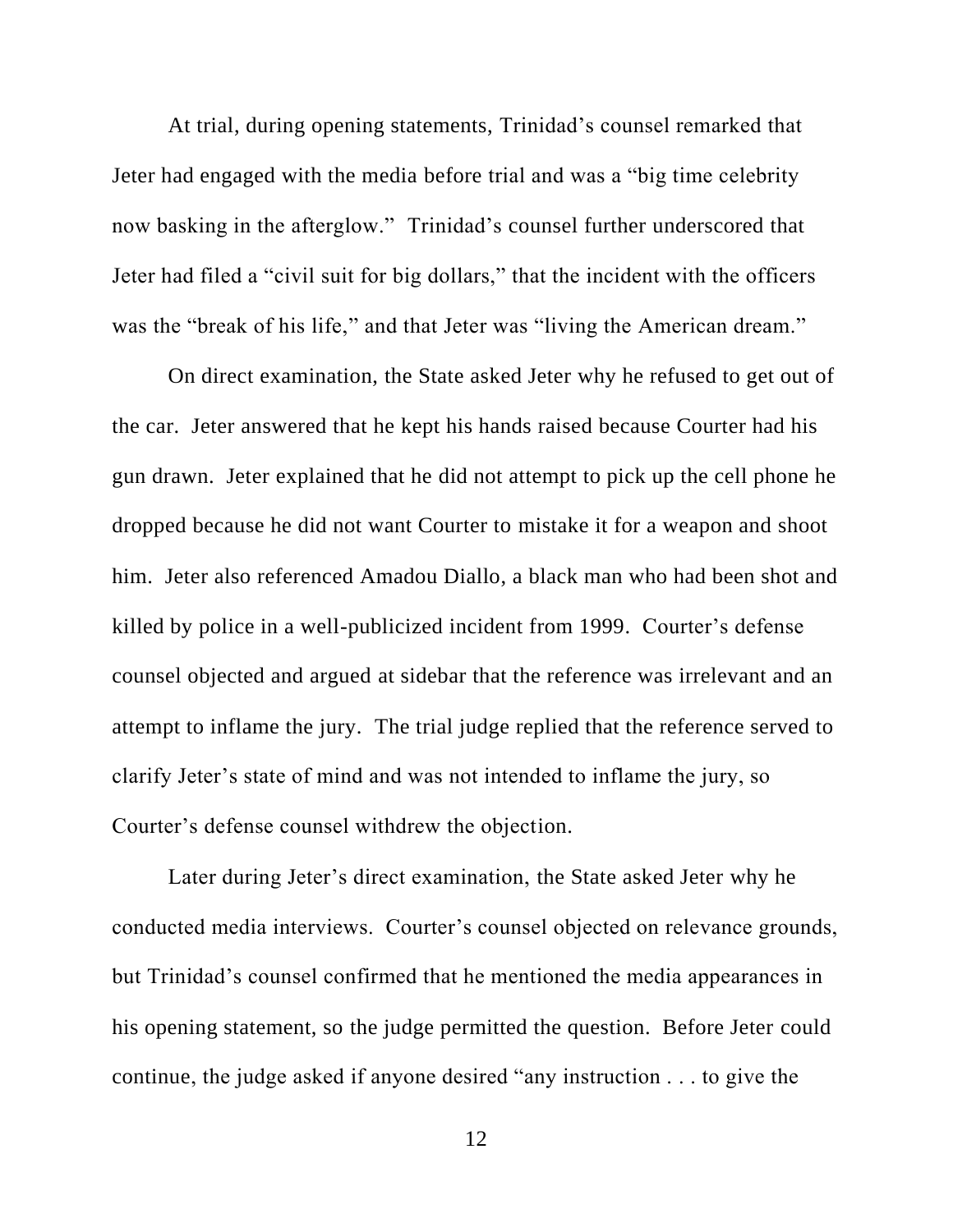At trial, during opening statements, Trinidad's counsel remarked that Jeter had engaged with the media before trial and was a "big time celebrity now basking in the afterglow." Trinidad's counsel further underscored that Jeter had filed a "civil suit for big dollars," that the incident with the officers was the "break of his life," and that Jeter was "living the American dream."

On direct examination, the State asked Jeter why he refused to get out of the car. Jeter answered that he kept his hands raised because Courter had his gun drawn. Jeter explained that he did not attempt to pick up the cell phone he dropped because he did not want Courter to mistake it for a weapon and shoot him. Jeter also referenced Amadou Diallo, a black man who had been shot and killed by police in a well-publicized incident from 1999. Courter's defense counsel objected and argued at sidebar that the reference was irrelevant and an attempt to inflame the jury. The trial judge replied that the reference served to clarify Jeter's state of mind and was not intended to inflame the jury, so Courter's defense counsel withdrew the objection.

Later during Jeter's direct examination, the State asked Jeter why he conducted media interviews. Courter's counsel objected on relevance grounds, but Trinidad's counsel confirmed that he mentioned the media appearances in his opening statement, so the judge permitted the question. Before Jeter could continue, the judge asked if anyone desired "any instruction . . . to give the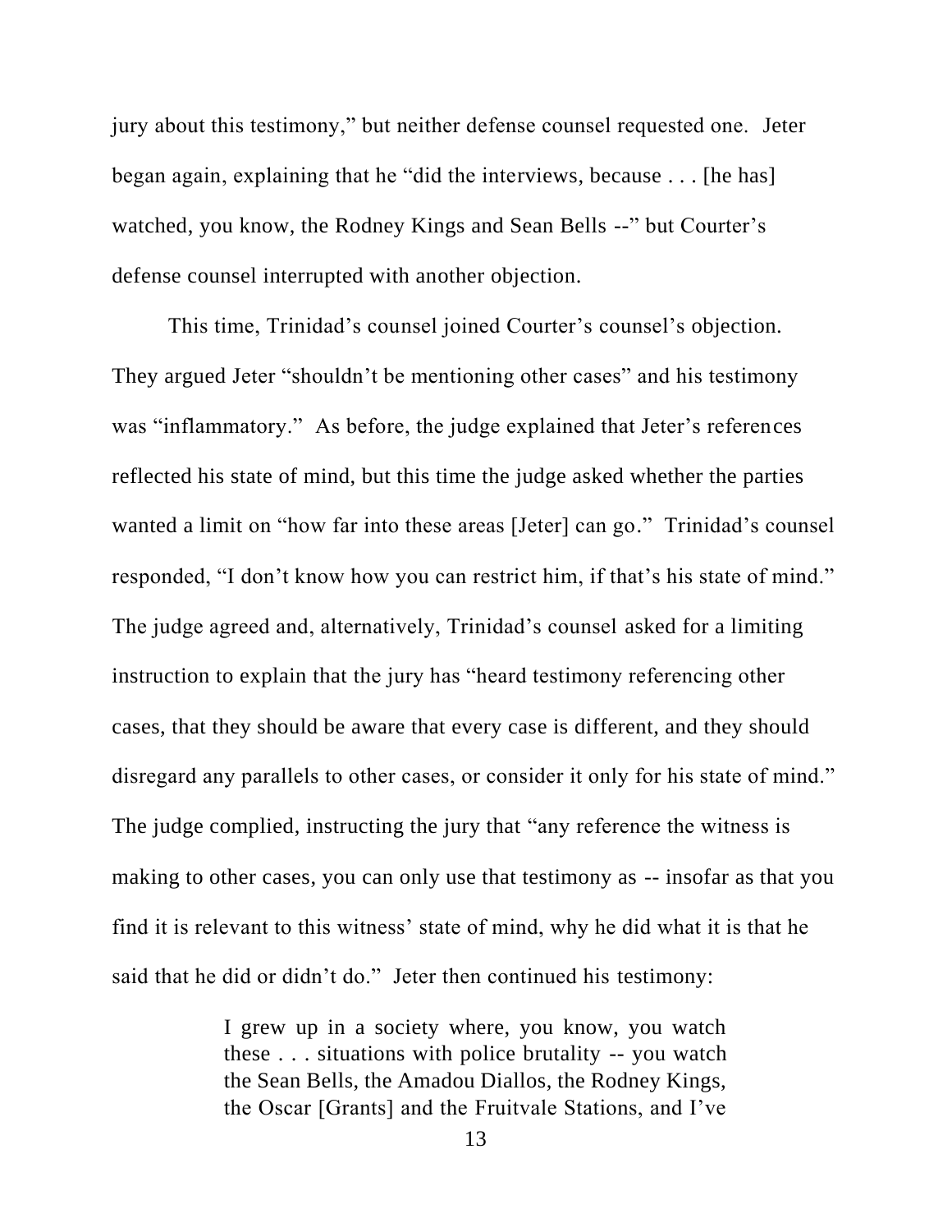jury about this testimony," but neither defense counsel requested one. Jeter began again, explaining that he "did the interviews, because . . . [he has] watched, you know, the Rodney Kings and Sean Bells --" but Courter's defense counsel interrupted with another objection.

This time, Trinidad's counsel joined Courter's counsel's objection. They argued Jeter "shouldn't be mentioning other cases" and his testimony was "inflammatory." As before, the judge explained that Jeter's references reflected his state of mind, but this time the judge asked whether the parties wanted a limit on "how far into these areas [Jeter] can go." Trinidad's counsel responded, "I don't know how you can restrict him, if that's his state of mind." The judge agreed and, alternatively, Trinidad's counsel asked for a limiting instruction to explain that the jury has "heard testimony referencing other cases, that they should be aware that every case is different, and they should disregard any parallels to other cases, or consider it only for his state of mind." The judge complied, instructing the jury that "any reference the witness is making to other cases, you can only use that testimony as -- insofar as that you find it is relevant to this witness' state of mind, why he did what it is that he said that he did or didn't do." Jeter then continued his testimony:

> I grew up in a society where, you know, you watch these . . . situations with police brutality -- you watch the Sean Bells, the Amadou Diallos, the Rodney Kings, the Oscar [Grants] and the Fruitvale Stations, and I've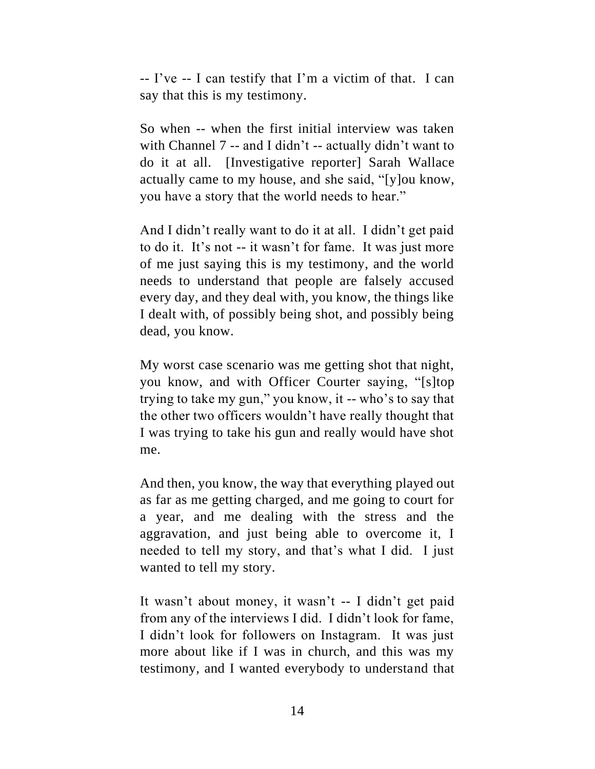-- I've -- I can testify that I'm a victim of that. I can say that this is my testimony.

So when -- when the first initial interview was taken with Channel 7 -- and I didn't -- actually didn't want to do it at all. [Investigative reporter] Sarah Wallace actually came to my house, and she said, "[y]ou know, you have a story that the world needs to hear."

And I didn't really want to do it at all. I didn't get paid to do it. It's not -- it wasn't for fame. It was just more of me just saying this is my testimony, and the world needs to understand that people are falsely accused every day, and they deal with, you know, the things like I dealt with, of possibly being shot, and possibly being dead, you know.

My worst case scenario was me getting shot that night, you know, and with Officer Courter saying, "[s]top trying to take my gun," you know, it -- who's to say that the other two officers wouldn't have really thought that I was trying to take his gun and really would have shot me.

And then, you know, the way that everything played out as far as me getting charged, and me going to court for a year, and me dealing with the stress and the aggravation, and just being able to overcome it, I needed to tell my story, and that's what I did. I just wanted to tell my story.

It wasn't about money, it wasn't -- I didn't get paid from any of the interviews I did. I didn't look for fame, I didn't look for followers on Instagram. It was just more about like if I was in church, and this was my testimony, and I wanted everybody to understand that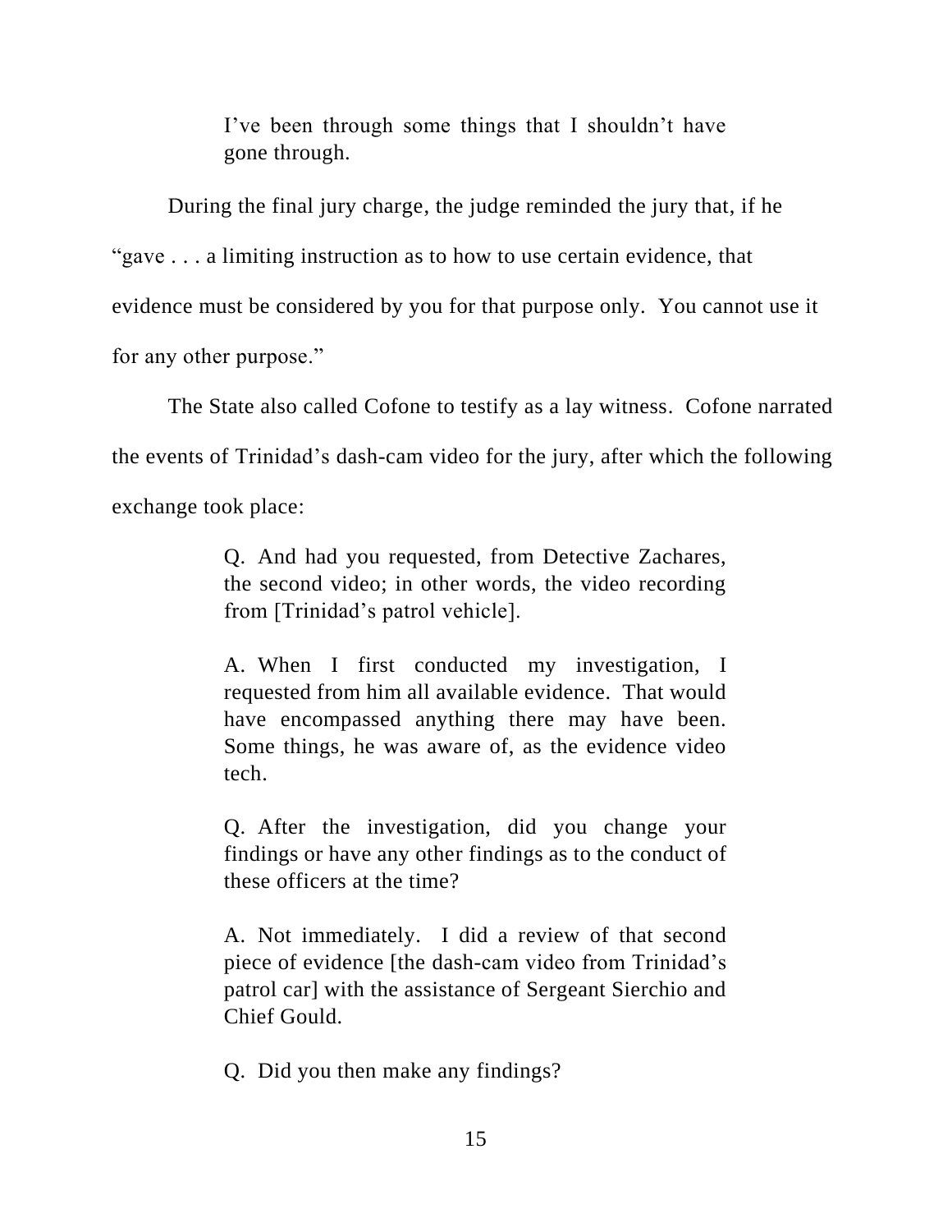> I've been through some things that I shouldn't have gone through.

During the final jury charge, the judge reminded the jury that, if he "gave . . . a limiting instruction as to how to use certain evidence, that evidence must be considered by you for that purpose only. You cannot use it for any other purpose."

The State also called Cofone to testify as a lay witness. Cofone narrated the events of Trinidad's dash-cam video for the jury, after which the following exchange took place:

> Q. And had you requested, from Detective Zachares, the second video; in other words, the video recording from [Trinidad's patrol vehicle].
>
> A. When I first conducted my investigation, I requested from him all available evidence. That would have encompassed anything there may have been. Some things, he was aware of, as the evidence video tech.
>
> Q. After the investigation, did you change your findings or have any other findings as to the conduct of these officers at the time?
>
> A. Not immediately. I did a review of that second piece of evidence [the dash-cam video from Trinidad's patrol car] with the assistance of Sergeant Sierchio and Chief Gould.
>
> Q. Did you then make any findings?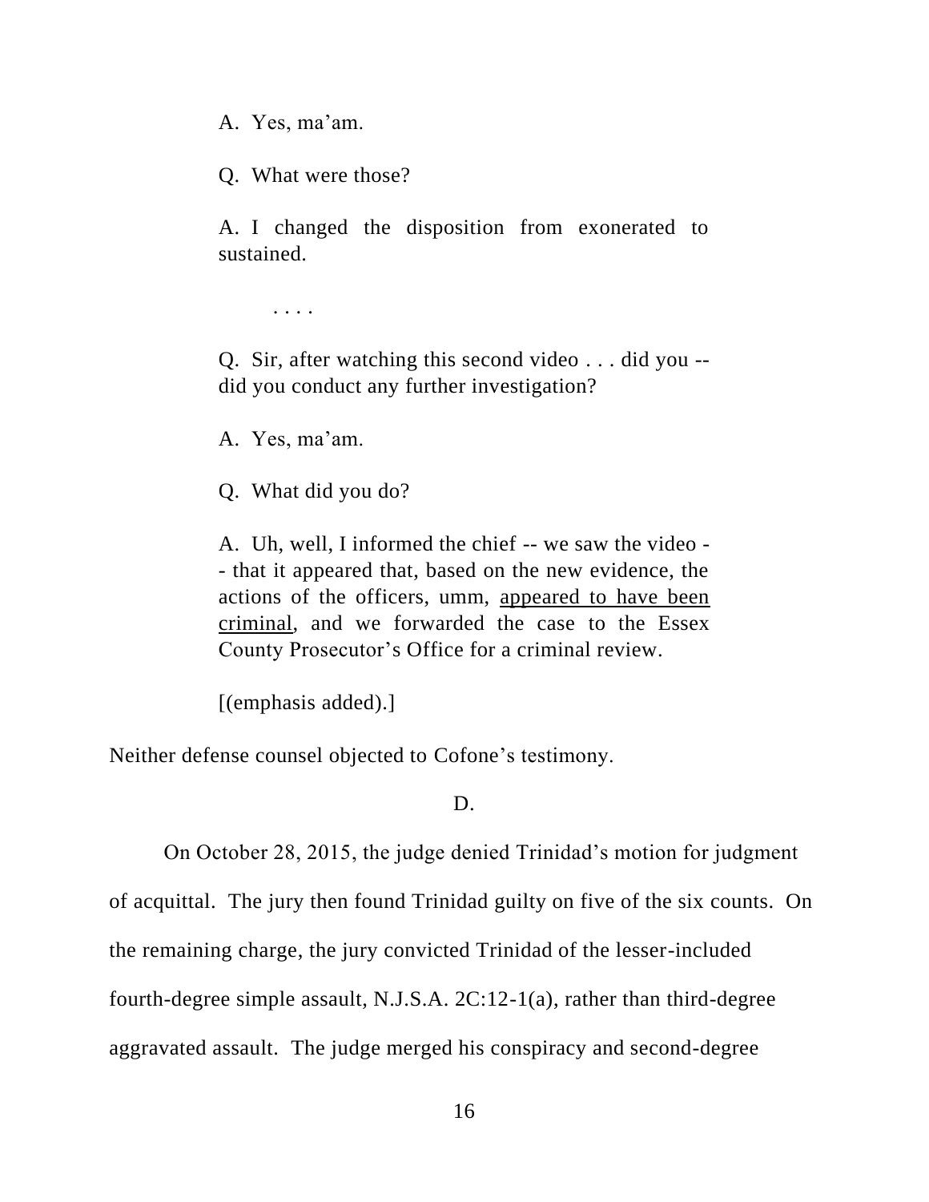> A. Yes, ma'am.
>
> Q. What were those?
>
> A. I changed the disposition from exonerated to sustained.
>
> . . . .
>
> Q. Sir, after watching this second video . . . did you -- did you conduct any further investigation?
>
> A. Yes, ma'am.
>
> Q. What did you do?
>
> A. Uh, well, I informed the chief -- we saw the video -- that it appeared that, based on the new evidence, the actions of the officers, umm, <u>appeared to have been criminal</u>, and we forwarded the case to the Essex County Prosecutor's Office for a criminal review.
>
> [(emphasis added).]

Neither defense counsel objected to Cofone's testimony.

D.

On October 28, 2015, the judge denied Trinidad's motion for judgment of acquittal. The jury then found Trinidad guilty on five of the six counts. On the remaining charge, the jury convicted Trinidad of the lesser-included fourth-degree simple assault, N.J.S.A. 2C:12-1(a), rather than third-degree aggravated assault. The judge merged his conspiracy and second-degree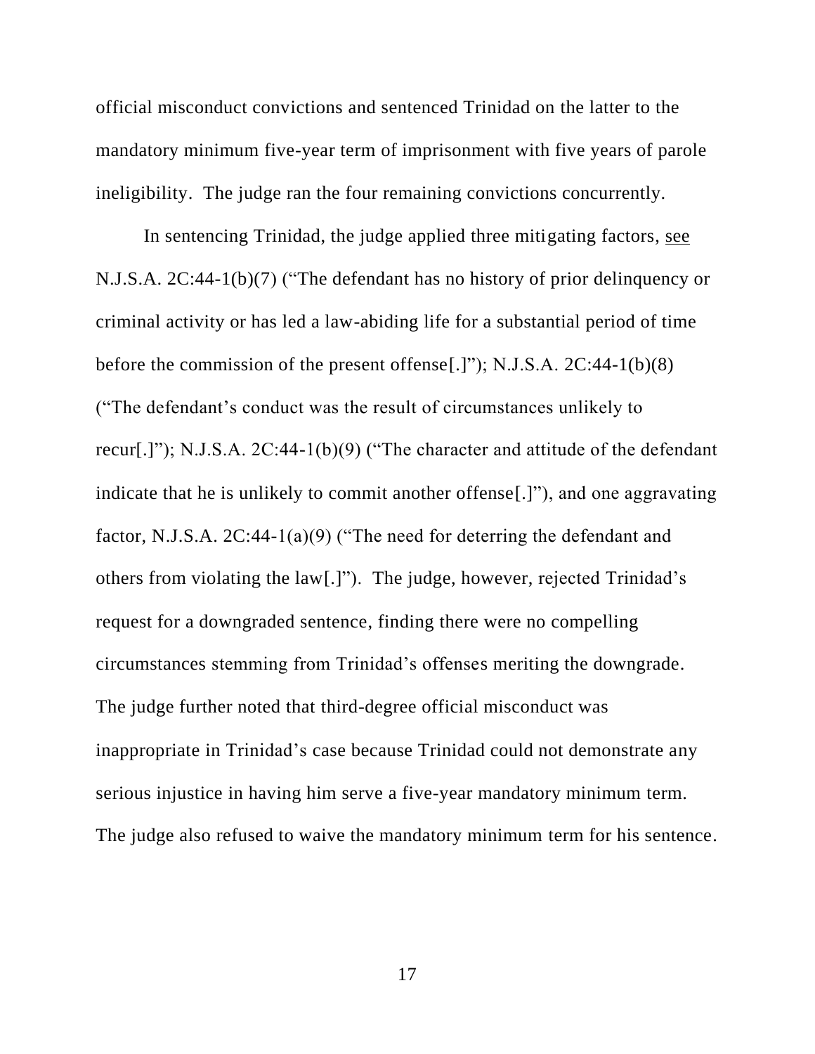official misconduct convictions and sentenced Trinidad on the latter to the mandatory minimum five-year term of imprisonment with five years of parole ineligibility. The judge ran the four remaining convictions concurrently.

In sentencing Trinidad, the judge applied three mitigating factors, see N.J.S.A. 2C:44-1(b)(7) ("The defendant has no history of prior delinquency or criminal activity or has led a law-abiding life for a substantial period of time before the commission of the present offense[.]"); N.J.S.A. 2C:44-1(b)(8) ("The defendant's conduct was the result of circumstances unlikely to recur[.]"); N.J.S.A. 2C:44-1(b)(9) ("The character and attitude of the defendant indicate that he is unlikely to commit another offense[.]"), and one aggravating factor, N.J.S.A. 2C:44-1(a)(9) ("The need for deterring the defendant and others from violating the law[.]"). The judge, however, rejected Trinidad's request for a downgraded sentence, finding there were no compelling circumstances stemming from Trinidad's offenses meriting the downgrade. The judge further noted that third-degree official misconduct was inappropriate in Trinidad's case because Trinidad could not demonstrate any serious injustice in having him serve a five-year mandatory minimum term. The judge also refused to waive the mandatory minimum term for his sentence.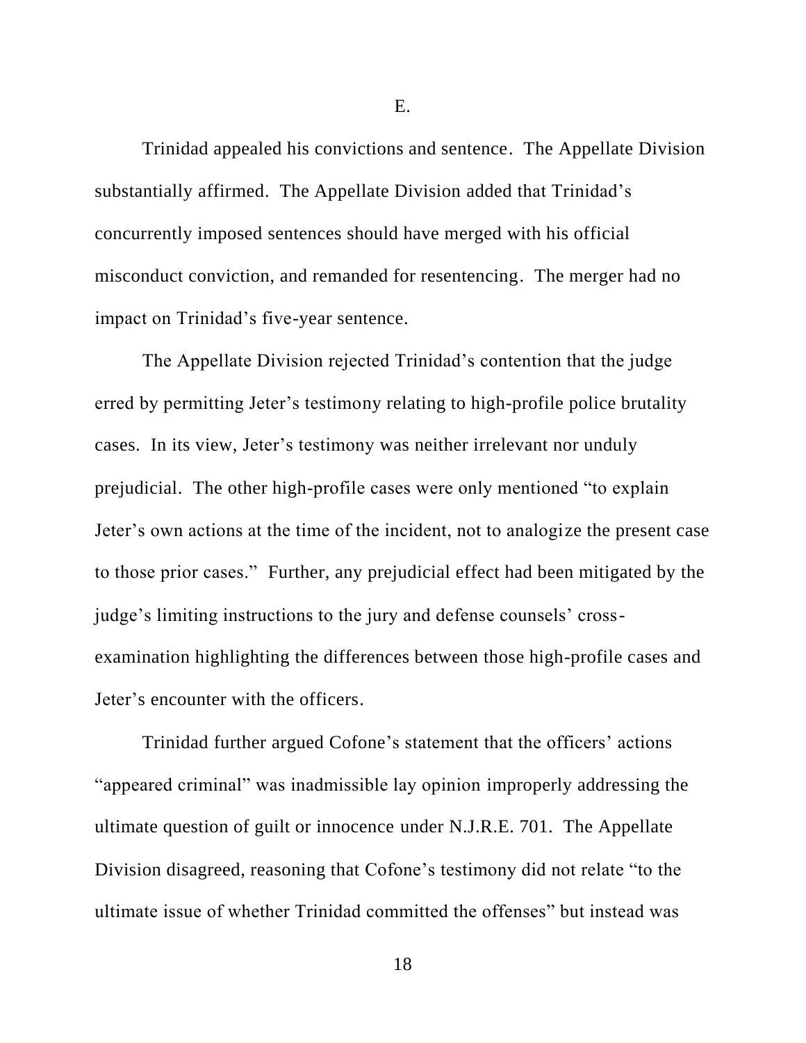E.

Trinidad appealed his convictions and sentence. The Appellate Division substantially affirmed. The Appellate Division added that Trinidad's concurrently imposed sentences should have merged with his official misconduct conviction, and remanded for resentencing. The merger had no impact on Trinidad's five-year sentence.

The Appellate Division rejected Trinidad's contention that the judge erred by permitting Jeter's testimony relating to high-profile police brutality cases. In its view, Jeter's testimony was neither irrelevant nor unduly prejudicial. The other high-profile cases were only mentioned "to explain Jeter's own actions at the time of the incident, not to analogize the present case to those prior cases." Further, any prejudicial effect had been mitigated by the judge's limiting instructions to the jury and defense counsels' cross-examination highlighting the differences between those high-profile cases and Jeter's encounter with the officers.

Trinidad further argued Cofone's statement that the officers' actions "appeared criminal" was inadmissible lay opinion improperly addressing the ultimate question of guilt or innocence under N.J.R.E. 701. The Appellate Division disagreed, reasoning that Cofone's testimony did not relate "to the ultimate issue of whether Trinidad committed the offenses" but instead was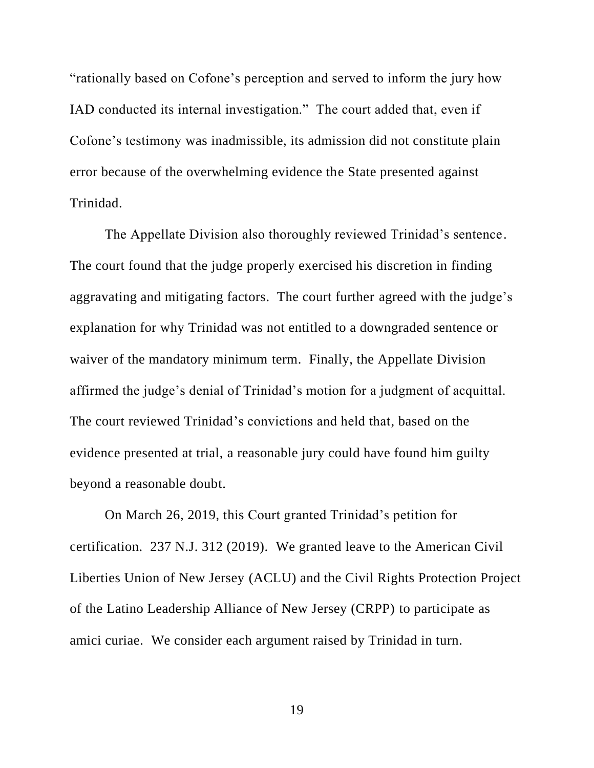"rationally based on Cofone's perception and served to inform the jury how IAD conducted its internal investigation." The court added that, even if Cofone's testimony was inadmissible, its admission did not constitute plain error because of the overwhelming evidence the State presented against Trinidad.

The Appellate Division also thoroughly reviewed Trinidad's sentence. The court found that the judge properly exercised his discretion in finding aggravating and mitigating factors. The court further agreed with the judge's explanation for why Trinidad was not entitled to a downgraded sentence or waiver of the mandatory minimum term. Finally, the Appellate Division affirmed the judge's denial of Trinidad's motion for a judgment of acquittal. The court reviewed Trinidad's convictions and held that, based on the evidence presented at trial, a reasonable jury could have found him guilty beyond a reasonable doubt.

On March 26, 2019, this Court granted Trinidad's petition for certification. 237 N.J. 312 (2019). We granted leave to the American Civil Liberties Union of New Jersey (ACLU) and the Civil Rights Protection Project of the Latino Leadership Alliance of New Jersey (CRPP) to participate as amici curiae. We consider each argument raised by Trinidad in turn.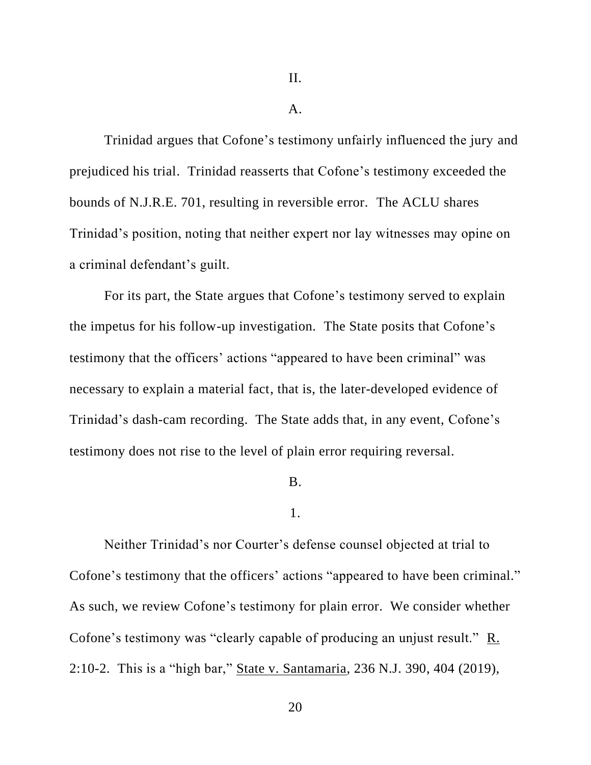## II.

### A.

Trinidad argues that Cofone's testimony unfairly influenced the jury and prejudiced his trial. Trinidad reasserts that Cofone's testimony exceeded the bounds of N.J.R.E. 701, resulting in reversible error. The ACLU shares Trinidad's position, noting that neither expert nor lay witnesses may opine on a criminal defendant's guilt.

For its part, the State argues that Cofone's testimony served to explain the impetus for his follow-up investigation. The State posits that Cofone's testimony that the officers' actions "appeared to have been criminal" was necessary to explain a material fact, that is, the later-developed evidence of Trinidad's dash-cam recording. The State adds that, in any event, Cofone's testimony does not rise to the level of plain error requiring reversal.

### B.

#### 1.

Neither Trinidad's nor Courter's defense counsel objected at trial to Cofone's testimony that the officers' actions "appeared to have been criminal." As such, we review Cofone's testimony for plain error. We consider whether Cofone's testimony was "clearly capable of producing an unjust result." R. 2:10-2. This is a "high bar," State v. Santamaria, 236 N.J. 390, 404 (2019),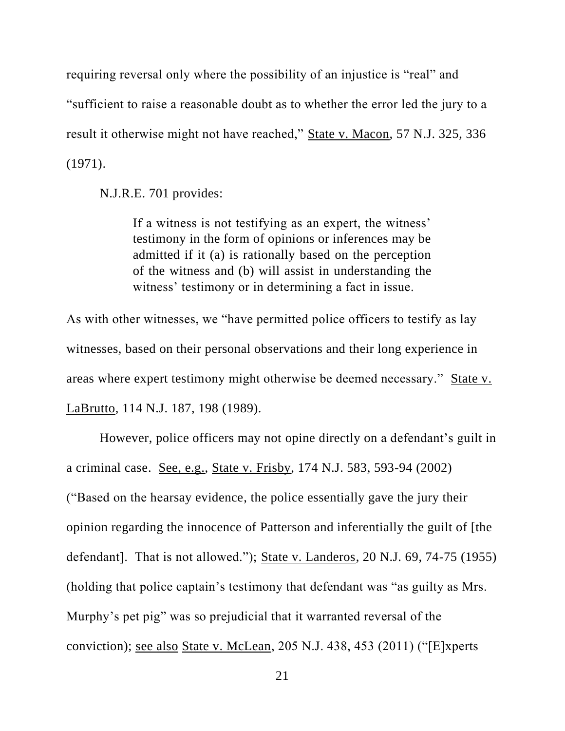requiring reversal only where the possibility of an injustice is "real" and "sufficient to raise a reasonable doubt as to whether the error led the jury to a result it otherwise might not have reached," State v. Macon, 57 N.J. 325, 336 (1971).

N.J.R.E. 701 provides:

> If a witness is not testifying as an expert, the witness' testimony in the form of opinions or inferences may be admitted if it (a) is rationally based on the perception of the witness and (b) will assist in understanding the witness' testimony or in determining a fact in issue.

As with other witnesses, we "have permitted police officers to testify as lay witnesses, based on their personal observations and their long experience in areas where expert testimony might otherwise be deemed necessary." State v. LaBrutto, 114 N.J. 187, 198 (1989).

However, police officers may not opine directly on a defendant's guilt in a criminal case. See, e.g., State v. Frisby, 174 N.J. 583, 593-94 (2002) ("Based on the hearsay evidence, the police essentially gave the jury their opinion regarding the innocence of Patterson and inferentially the guilt of [the defendant]. That is not allowed."); State v. Landeros, 20 N.J. 69, 74-75 (1955) (holding that police captain's testimony that defendant was "as guilty as Mrs. Murphy's pet pig" was so prejudicial that it warranted reversal of the conviction); see also State v. McLean, 205 N.J. 438, 453 (2011) ("[E]xperts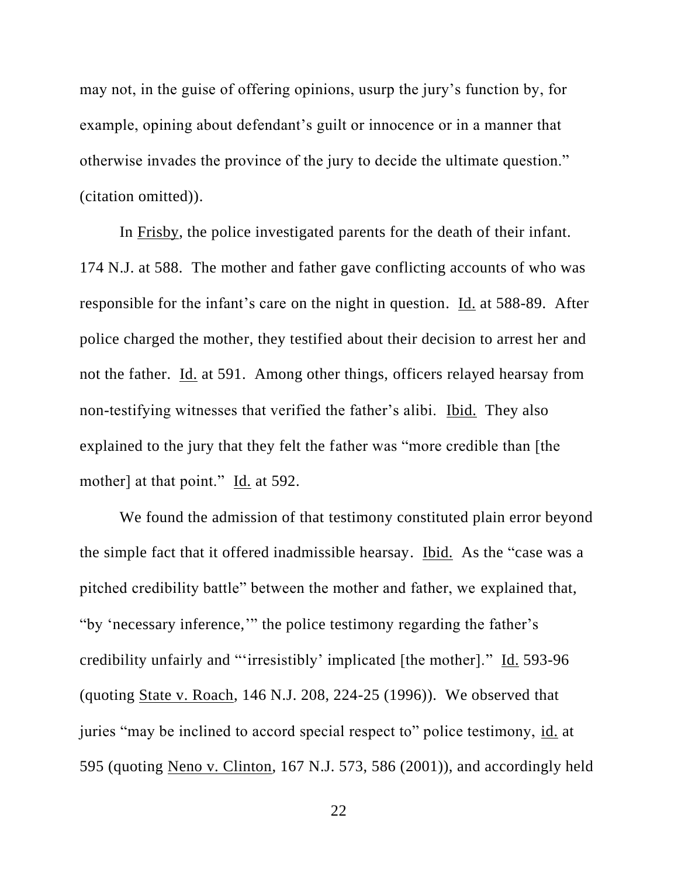may not, in the guise of offering opinions, usurp the jury's function by, for example, opining about defendant's guilt or innocence or in a manner that otherwise invades the province of the jury to decide the ultimate question." (citation omitted)).

In Frisby, the police investigated parents for the death of their infant. 174 N.J. at 588. The mother and father gave conflicting accounts of who was responsible for the infant's care on the night in question. Id. at 588-89. After police charged the mother, they testified about their decision to arrest her and not the father. Id. at 591. Among other things, officers relayed hearsay from non-testifying witnesses that verified the father's alibi. Ibid. They also explained to the jury that they felt the father was "more credible than [the mother] at that point." Id. at 592.

We found the admission of that testimony constituted plain error beyond the simple fact that it offered inadmissible hearsay. Ibid. As the "case was a pitched credibility battle" between the mother and father, we explained that, "by 'necessary inference,'" the police testimony regarding the father's credibility unfairly and "'irresistibly' implicated [the mother]." Id. 593-96 (quoting State v. Roach, 146 N.J. 208, 224-25 (1996)). We observed that juries "may be inclined to accord special respect to" police testimony, id. at 595 (quoting Neno v. Clinton, 167 N.J. 573, 586 (2001)), and accordingly held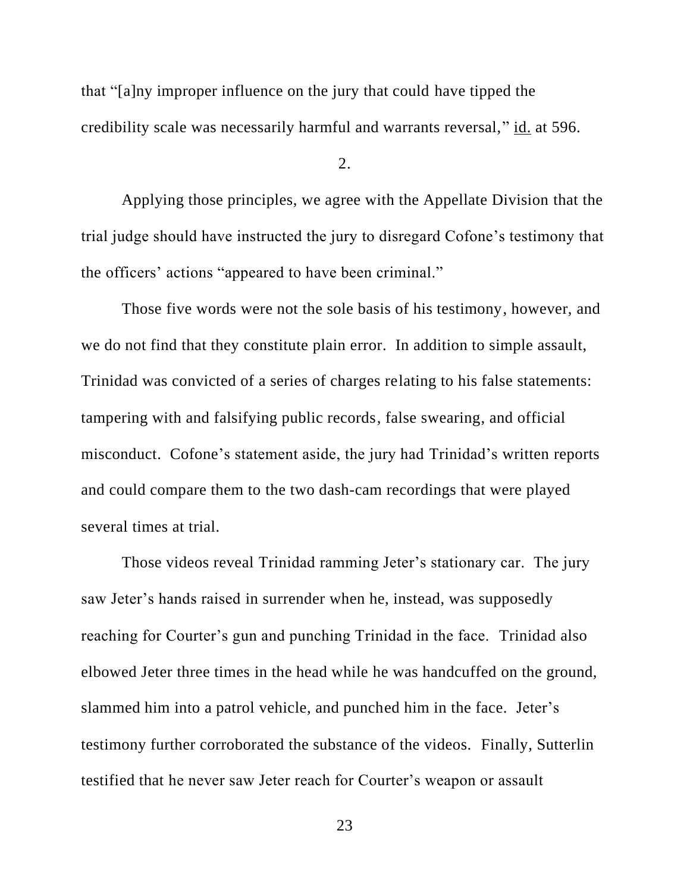that "[a]ny improper influence on the jury that could have tipped the credibility scale was necessarily harmful and warrants reversal," id. at 596.

2.

Applying those principles, we agree with the Appellate Division that the trial judge should have instructed the jury to disregard Cofone's testimony that the officers' actions "appeared to have been criminal."

Those five words were not the sole basis of his testimony, however, and we do not find that they constitute plain error. In addition to simple assault, Trinidad was convicted of a series of charges relating to his false statements: tampering with and falsifying public records, false swearing, and official misconduct. Cofone's statement aside, the jury had Trinidad's written reports and could compare them to the two dash-cam recordings that were played several times at trial.

Those videos reveal Trinidad ramming Jeter's stationary car. The jury saw Jeter's hands raised in surrender when he, instead, was supposedly reaching for Courter's gun and punching Trinidad in the face. Trinidad also elbowed Jeter three times in the head while he was handcuffed on the ground, slammed him into a patrol vehicle, and punched him in the face. Jeter's testimony further corroborated the substance of the videos. Finally, Sutterlin testified that he never saw Jeter reach for Courter's weapon or assault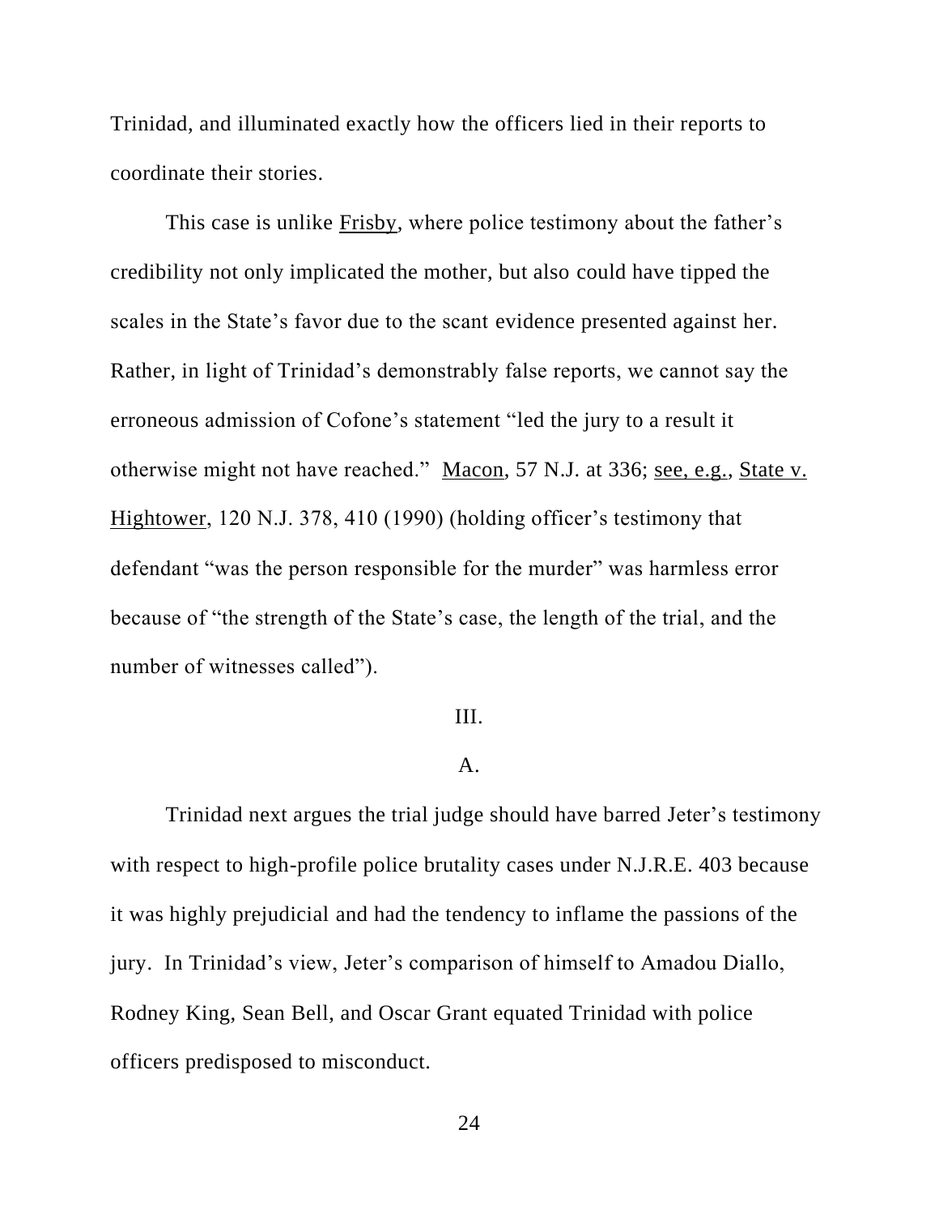Trinidad, and illuminated exactly how the officers lied in their reports to coordinate their stories.

This case is unlike Frisby, where police testimony about the father's credibility not only implicated the mother, but also could have tipped the scales in the State's favor due to the scant evidence presented against her. Rather, in light of Trinidad's demonstrably false reports, we cannot say the erroneous admission of Cofone's statement "led the jury to a result it otherwise might not have reached." Macon, 57 N.J. at 336; see, e.g., State v. Hightower, 120 N.J. 378, 410 (1990) (holding officer's testimony that defendant "was the person responsible for the murder" was harmless error because of "the strength of the State's case, the length of the trial, and the number of witnesses called").

## III.

### A.

Trinidad next argues the trial judge should have barred Jeter's testimony with respect to high-profile police brutality cases under N.J.R.E. 403 because it was highly prejudicial and had the tendency to inflame the passions of the jury. In Trinidad's view, Jeter's comparison of himself to Amadou Diallo, Rodney King, Sean Bell, and Oscar Grant equated Trinidad with police officers predisposed to misconduct.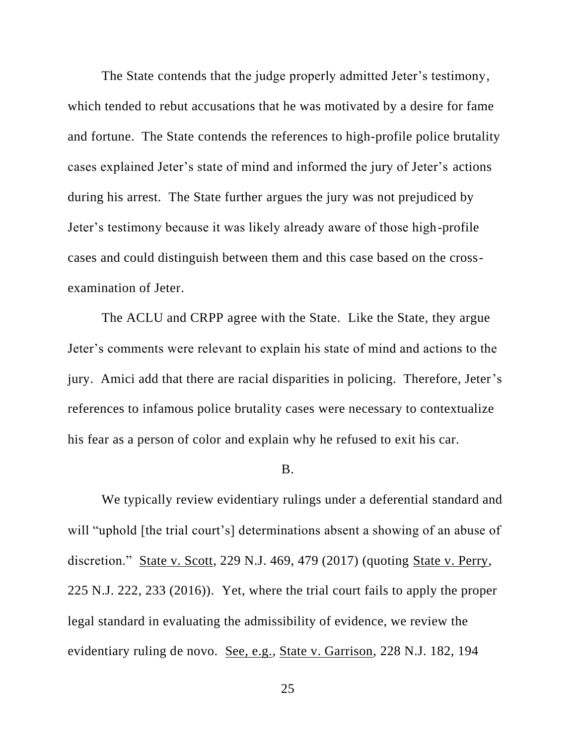The State contends that the judge properly admitted Jeter's testimony, which tended to rebut accusations that he was motivated by a desire for fame and fortune. The State contends the references to high-profile police brutality cases explained Jeter's state of mind and informed the jury of Jeter's actions during his arrest. The State further argues the jury was not prejudiced by Jeter's testimony because it was likely already aware of those high-profile cases and could distinguish between them and this case based on the cross-examination of Jeter.

The ACLU and CRPP agree with the State. Like the State, they argue Jeter's comments were relevant to explain his state of mind and actions to the jury. Amici add that there are racial disparities in policing. Therefore, Jeter's references to infamous police brutality cases were necessary to contextualize his fear as a person of color and explain why he refused to exit his car.

B.

We typically review evidentiary rulings under a deferential standard and will "uphold [the trial court's] determinations absent a showing of an abuse of discretion." State v. Scott, 229 N.J. 469, 479 (2017) (quoting State v. Perry, 225 N.J. 222, 233 (2016)). Yet, where the trial court fails to apply the proper legal standard in evaluating the admissibility of evidence, we review the evidentiary ruling de novo. See, e.g., State v. Garrison, 228 N.J. 182, 194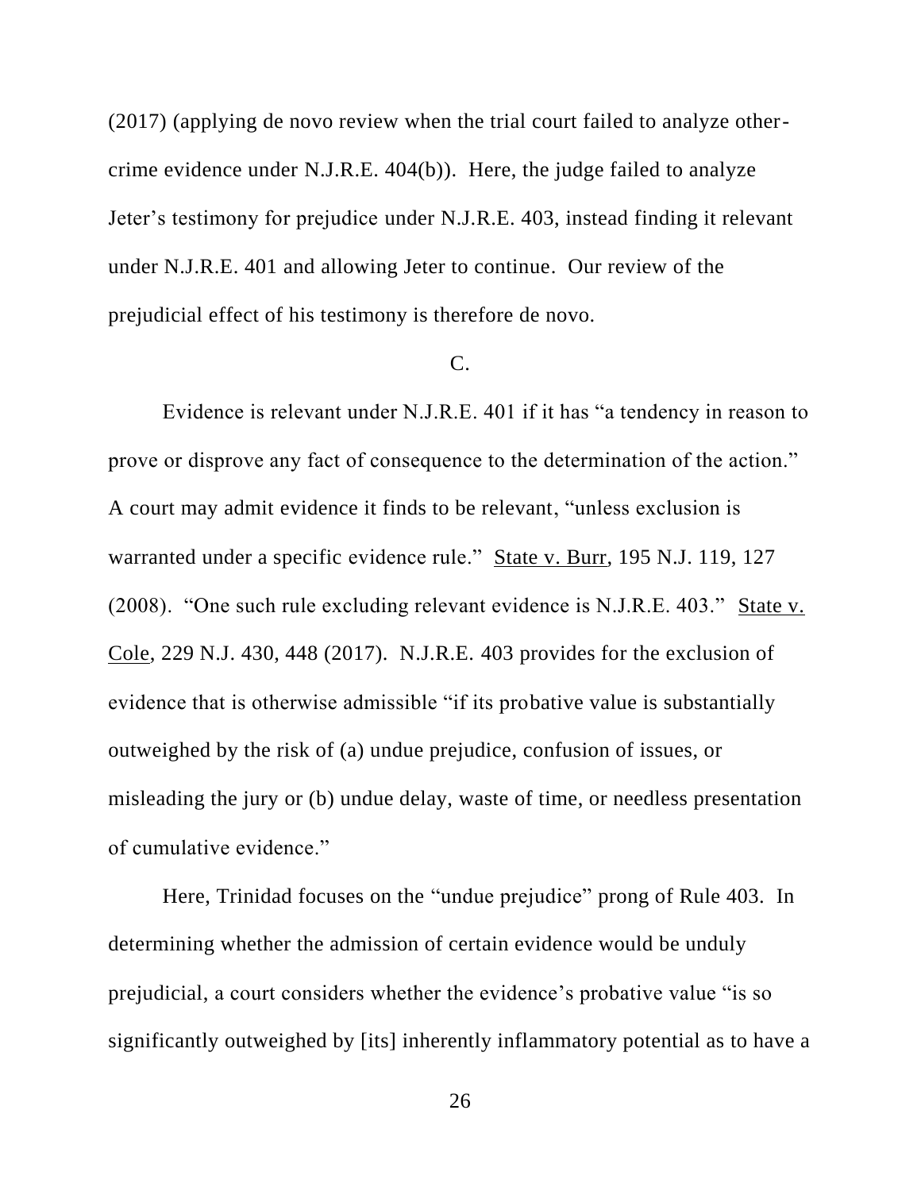(2017) (applying de novo review when the trial court failed to analyze other-crime evidence under N.J.R.E. 404(b)). Here, the judge failed to analyze Jeter's testimony for prejudice under N.J.R.E. 403, instead finding it relevant under N.J.R.E. 401 and allowing Jeter to continue. Our review of the prejudicial effect of his testimony is therefore de novo.

C.

Evidence is relevant under N.J.R.E. 401 if it has "a tendency in reason to prove or disprove any fact of consequence to the determination of the action." A court may admit evidence it finds to be relevant, "unless exclusion is warranted under a specific evidence rule." State v. Burr, 195 N.J. 119, 127 (2008). "One such rule excluding relevant evidence is N.J.R.E. 403." State v. Cole, 229 N.J. 430, 448 (2017). N.J.R.E. 403 provides for the exclusion of evidence that is otherwise admissible "if its probative value is substantially outweighed by the risk of (a) undue prejudice, confusion of issues, or misleading the jury or (b) undue delay, waste of time, or needless presentation of cumulative evidence."

Here, Trinidad focuses on the "undue prejudice" prong of Rule 403. In determining whether the admission of certain evidence would be unduly prejudicial, a court considers whether the evidence's probative value "is so significantly outweighed by [its] inherently inflammatory potential as to have a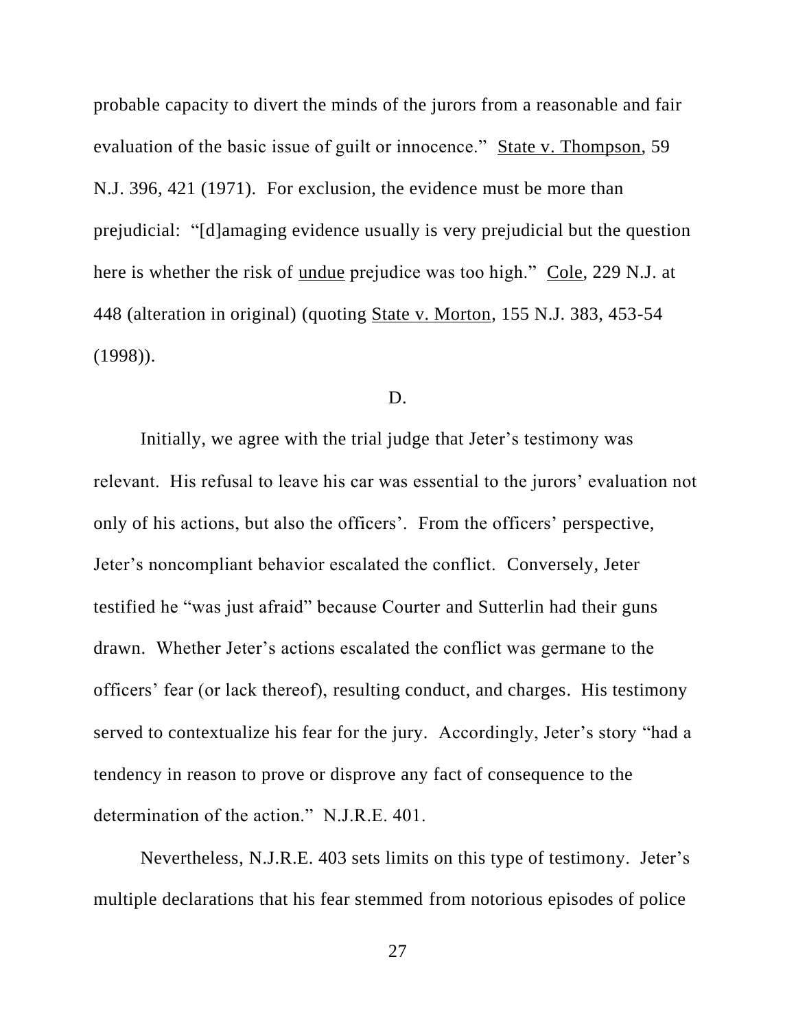probable capacity to divert the minds of the jurors from a reasonable and fair evaluation of the basic issue of guilt or innocence." State v. Thompson, 59 N.J. 396, 421 (1971). For exclusion, the evidence must be more than prejudicial: "[d]amaging evidence usually is very prejudicial but the question here is whether the risk of undue prejudice was too high." Cole, 229 N.J. at 448 (alteration in original) (quoting State v. Morton, 155 N.J. 383, 453-54 (1998)).

D.

Initially, we agree with the trial judge that Jeter's testimony was relevant. His refusal to leave his car was essential to the jurors' evaluation not only of his actions, but also the officers'. From the officers' perspective, Jeter's noncompliant behavior escalated the conflict. Conversely, Jeter testified he "was just afraid" because Courter and Sutterlin had their guns drawn. Whether Jeter's actions escalated the conflict was germane to the officers' fear (or lack thereof), resulting conduct, and charges. His testimony served to contextualize his fear for the jury. Accordingly, Jeter's story "had a tendency in reason to prove or disprove any fact of consequence to the determination of the action." N.J.R.E. 401.

Nevertheless, N.J.R.E. 403 sets limits on this type of testimony. Jeter's multiple declarations that his fear stemmed from notorious episodes of police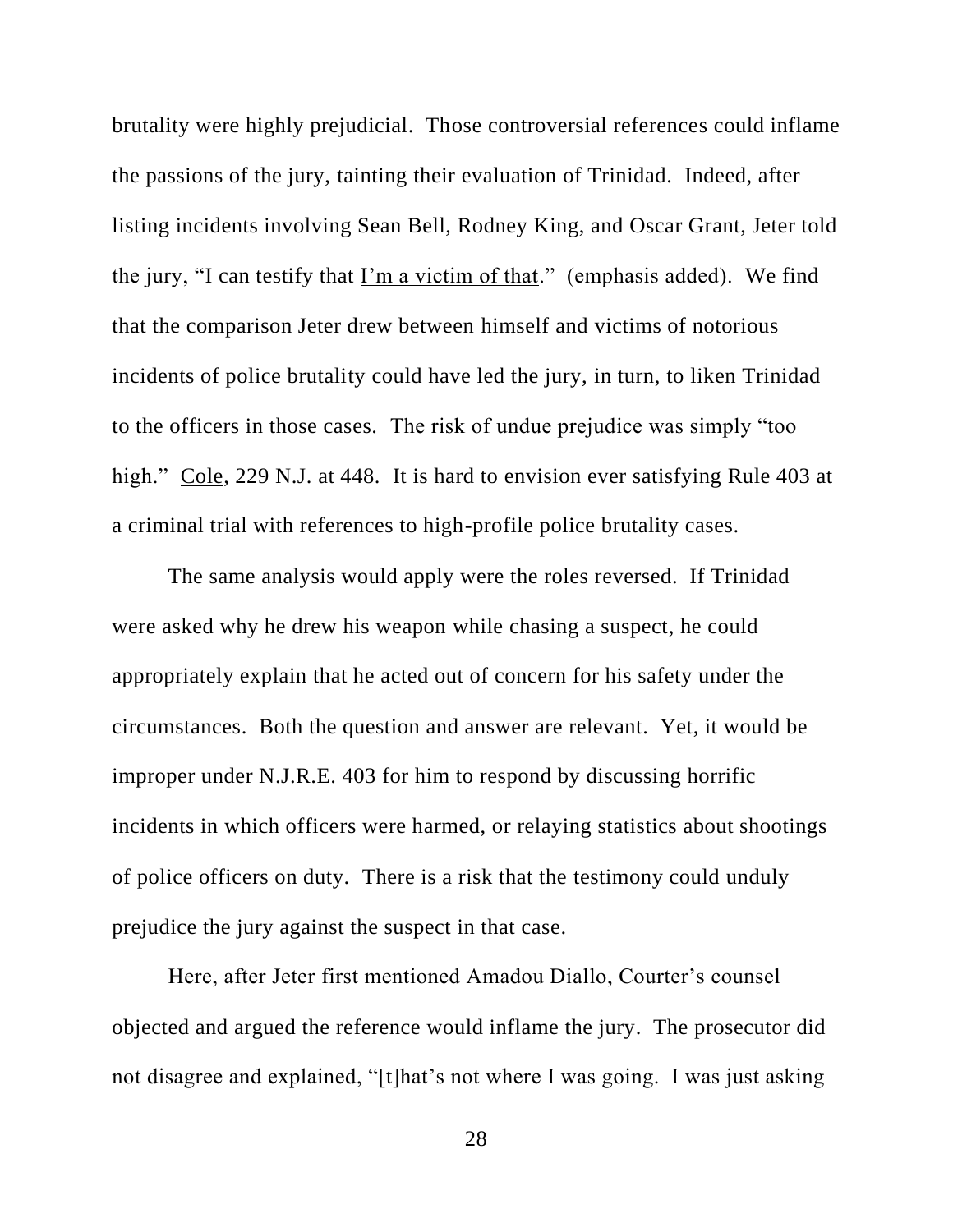brutality were highly prejudicial. Those controversial references could inflame the passions of the jury, tainting their evaluation of Trinidad. Indeed, after listing incidents involving Sean Bell, Rodney King, and Oscar Grant, Jeter told the jury, "I can testify that <u>I'm a victim of that</u>." (emphasis added). We find that the comparison Jeter drew between himself and victims of notorious incidents of police brutality could have led the jury, in turn, to liken Trinidad to the officers in those cases. The risk of undue prejudice was simply "too high." <u>Cole</u>, 229 N.J. at 448. It is hard to envision ever satisfying Rule 403 at a criminal trial with references to high-profile police brutality cases.

The same analysis would apply were the roles reversed. If Trinidad were asked why he drew his weapon while chasing a suspect, he could appropriately explain that he acted out of concern for his safety under the circumstances. Both the question and answer are relevant. Yet, it would be improper under N.J.R.E. 403 for him to respond by discussing horrific incidents in which officers were harmed, or relaying statistics about shootings of police officers on duty. There is a risk that the testimony could unduly prejudice the jury against the suspect in that case.

Here, after Jeter first mentioned Amadou Diallo, Courter's counsel objected and argued the reference would inflame the jury. The prosecutor did not disagree and explained, "[t]hat's not where I was going. I was just asking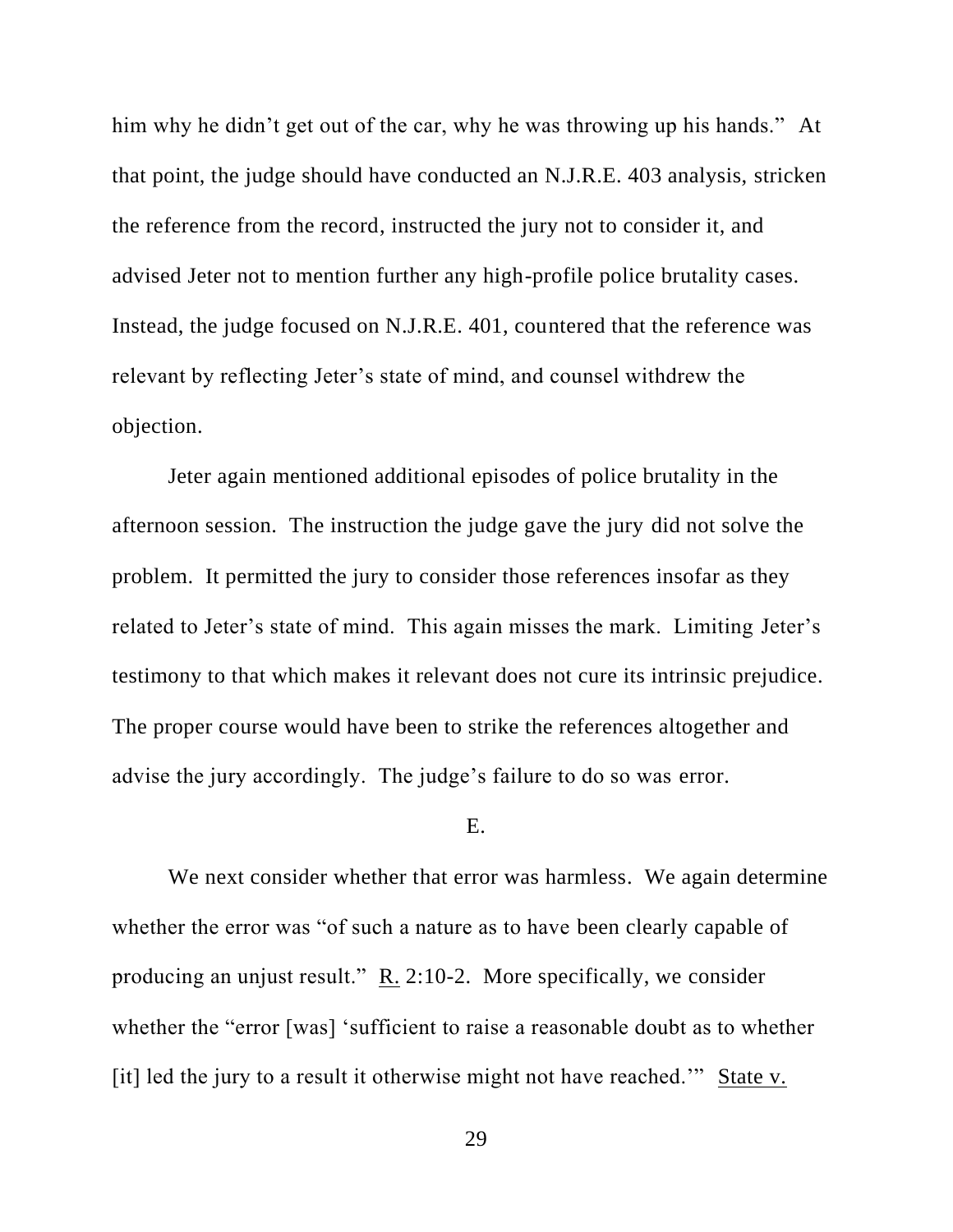him why he didn't get out of the car, why he was throwing up his hands." At that point, the judge should have conducted an N.J.R.E. 403 analysis, stricken the reference from the record, instructed the jury not to consider it, and advised Jeter not to mention further any high-profile police brutality cases. Instead, the judge focused on N.J.R.E. 401, countered that the reference was relevant by reflecting Jeter's state of mind, and counsel withdrew the objection.

Jeter again mentioned additional episodes of police brutality in the afternoon session. The instruction the judge gave the jury did not solve the problem. It permitted the jury to consider those references insofar as they related to Jeter's state of mind. This again misses the mark. Limiting Jeter's testimony to that which makes it relevant does not cure its intrinsic prejudice. The proper course would have been to strike the references altogether and advise the jury accordingly. The judge's failure to do so was error.

E.

We next consider whether that error was harmless. We again determine whether the error was "of such a nature as to have been clearly capable of producing an unjust result." R. 2:10-2. More specifically, we consider whether the "error [was] 'sufficient to raise a reasonable doubt as to whether [it] led the jury to a result it otherwise might not have reached.'" State v.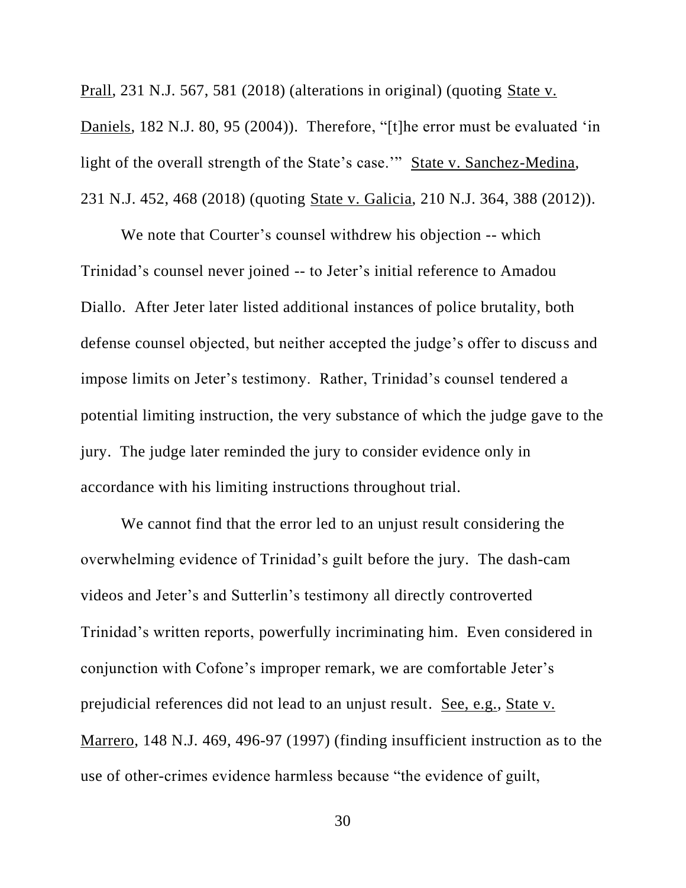Prall, 231 N.J. 567, 581 (2018) (alterations in original) (quoting State v. Daniels, 182 N.J. 80, 95 (2004)). Therefore, "[t]he error must be evaluated 'in light of the overall strength of the State's case.'" State v. Sanchez-Medina, 231 N.J. 452, 468 (2018) (quoting State v. Galicia, 210 N.J. 364, 388 (2012)).

We note that Courter's counsel withdrew his objection -- which Trinidad's counsel never joined -- to Jeter's initial reference to Amadou Diallo. After Jeter later listed additional instances of police brutality, both defense counsel objected, but neither accepted the judge's offer to discuss and impose limits on Jeter's testimony. Rather, Trinidad's counsel tendered a potential limiting instruction, the very substance of which the judge gave to the jury. The judge later reminded the jury to consider evidence only in accordance with his limiting instructions throughout trial.

We cannot find that the error led to an unjust result considering the overwhelming evidence of Trinidad's guilt before the jury. The dash-cam videos and Jeter's and Sutterlin's testimony all directly controverted Trinidad's written reports, powerfully incriminating him. Even considered in conjunction with Cofone's improper remark, we are comfortable Jeter's prejudicial references did not lead to an unjust result. See, e.g., State v. Marrero, 148 N.J. 469, 496-97 (1997) (finding insufficient instruction as to the use of other-crimes evidence harmless because "the evidence of guilt,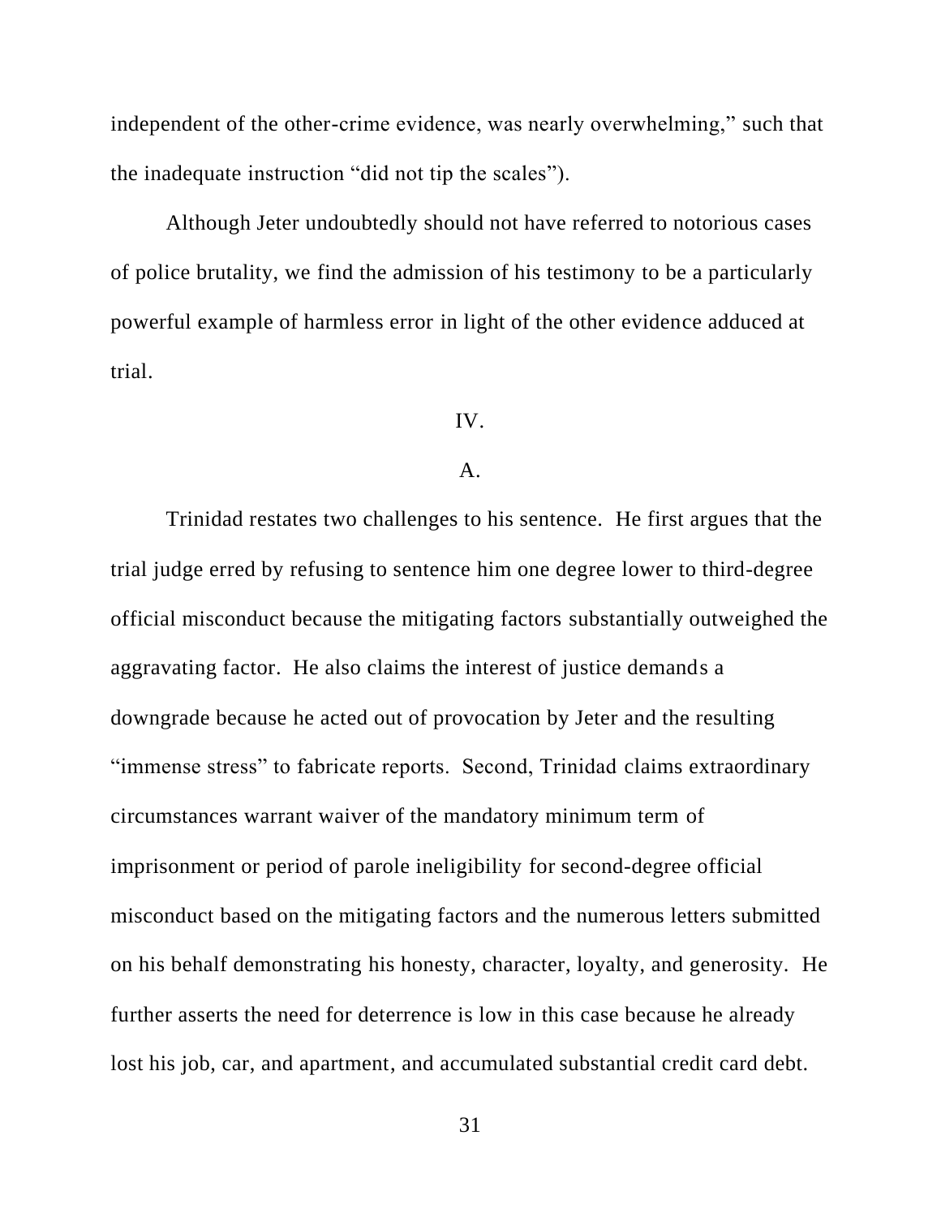independent of the other-crime evidence, was nearly overwhelming," such that the inadequate instruction "did not tip the scales").

Although Jeter undoubtedly should not have referred to notorious cases of police brutality, we find the admission of his testimony to be a particularly powerful example of harmless error in light of the other evidence adduced at trial.

IV.

A.

Trinidad restates two challenges to his sentence. He first argues that the trial judge erred by refusing to sentence him one degree lower to third-degree official misconduct because the mitigating factors substantially outweighed the aggravating factor. He also claims the interest of justice demands a downgrade because he acted out of provocation by Jeter and the resulting "immense stress" to fabricate reports. Second, Trinidad claims extraordinary circumstances warrant waiver of the mandatory minimum term of imprisonment or period of parole ineligibility for second-degree official misconduct based on the mitigating factors and the numerous letters submitted on his behalf demonstrating his honesty, character, loyalty, and generosity. He further asserts the need for deterrence is low in this case because he already lost his job, car, and apartment, and accumulated substantial credit card debt.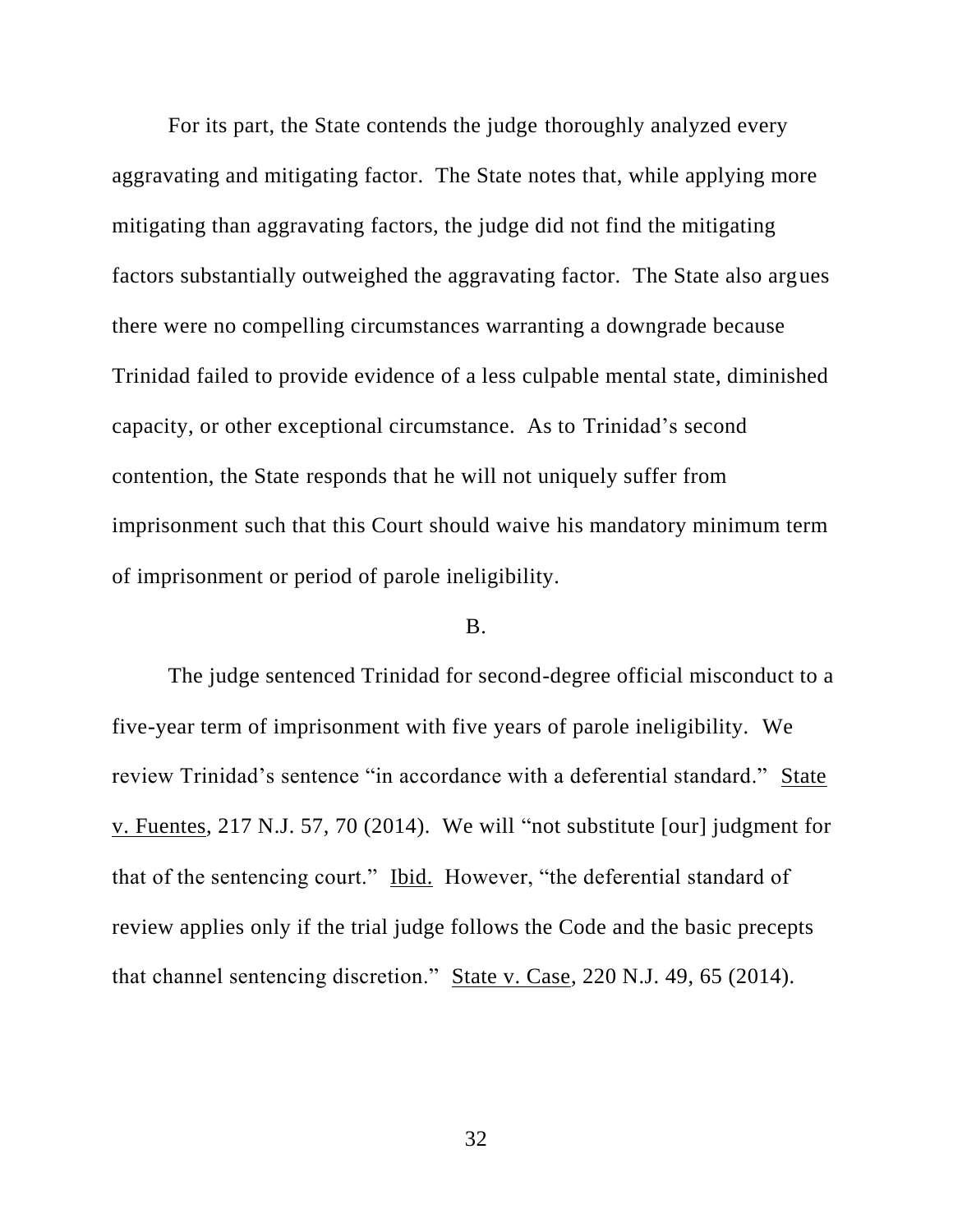For its part, the State contends the judge thoroughly analyzed every aggravating and mitigating factor. The State notes that, while applying more mitigating than aggravating factors, the judge did not find the mitigating factors substantially outweighed the aggravating factor. The State also argues there were no compelling circumstances warranting a downgrade because Trinidad failed to provide evidence of a less culpable mental state, diminished capacity, or other exceptional circumstance. As to Trinidad's second contention, the State responds that he will not uniquely suffer from imprisonment such that this Court should waive his mandatory minimum term of imprisonment or period of parole ineligibility.

B.

The judge sentenced Trinidad for second-degree official misconduct to a five-year term of imprisonment with five years of parole ineligibility. We review Trinidad's sentence "in accordance with a deferential standard." State v. Fuentes, 217 N.J. 57, 70 (2014). We will "not substitute [our] judgment for that of the sentencing court." Ibid. However, "the deferential standard of review applies only if the trial judge follows the Code and the basic precepts that channel sentencing discretion." State v. Case, 220 N.J. 49, 65 (2014).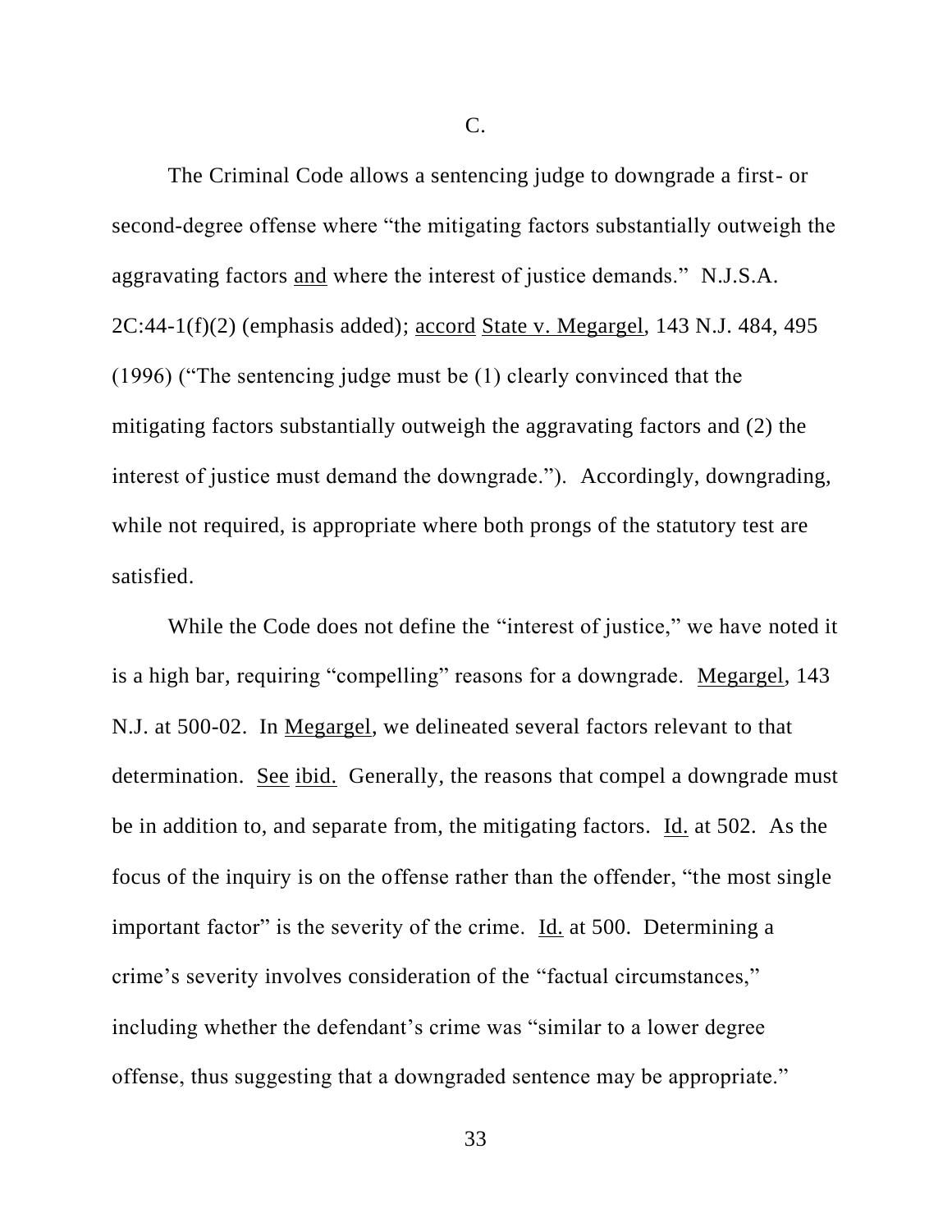C.

The Criminal Code allows a sentencing judge to downgrade a first- or second-degree offense where "the mitigating factors substantially outweigh the aggravating factors <u>and</u> where the interest of justice demands." N.J.S.A. 2C:44-1(f)(2) (emphasis added); <u>accord</u> <u>State v. Megargel</u>, 143 N.J. 484, 495 (1996) ("The sentencing judge must be (1) clearly convinced that the mitigating factors substantially outweigh the aggravating factors and (2) the interest of justice must demand the downgrade."). Accordingly, downgrading, while not required, is appropriate where both prongs of the statutory test are satisfied.

While the Code does not define the "interest of justice," we have noted it is a high bar, requiring "compelling" reasons for a downgrade. <u>Megargel</u>, 143 N.J. at 500-02. In <u>Megargel</u>, we delineated several factors relevant to that determination. <u>See</u> <u>ibid.</u> Generally, the reasons that compel a downgrade must be in addition to, and separate from, the mitigating factors. <u>Id.</u> at 502. As the focus of the inquiry is on the offense rather than the offender, "the most single important factor" is the severity of the crime. <u>Id.</u> at 500. Determining a crime's severity involves consideration of the "factual circumstances," including whether the defendant's crime was "similar to a lower degree offense, thus suggesting that a downgraded sentence may be appropriate."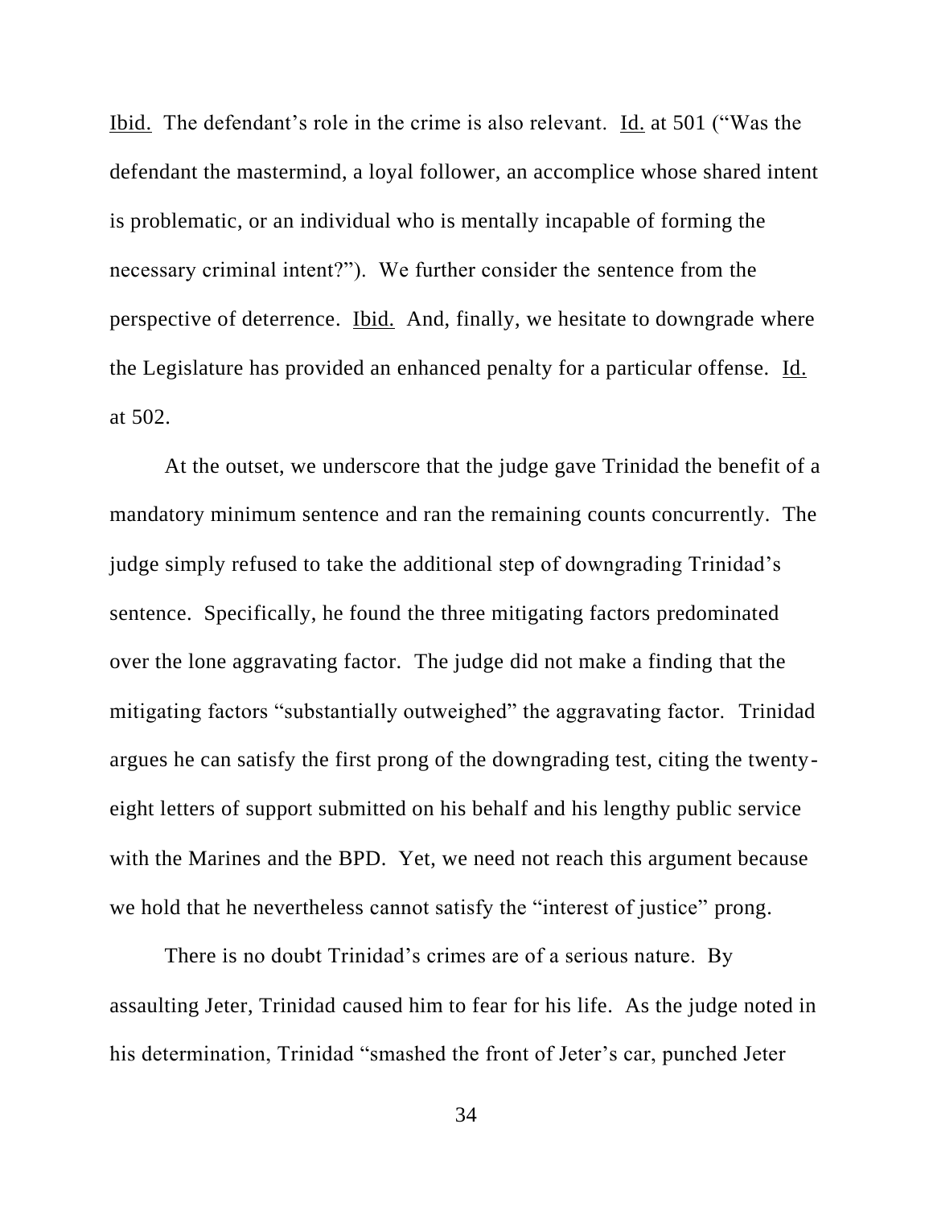Ibid. The defendant's role in the crime is also relevant. Id. at 501 ("Was the defendant the mastermind, a loyal follower, an accomplice whose shared intent is problematic, or an individual who is mentally incapable of forming the necessary criminal intent?"). We further consider the sentence from the perspective of deterrence. Ibid. And, finally, we hesitate to downgrade where the Legislature has provided an enhanced penalty for a particular offense. Id. at 502.

At the outset, we underscore that the judge gave Trinidad the benefit of a mandatory minimum sentence and ran the remaining counts concurrently. The judge simply refused to take the additional step of downgrading Trinidad's sentence. Specifically, he found the three mitigating factors predominated over the lone aggravating factor. The judge did not make a finding that the mitigating factors "substantially outweighed" the aggravating factor. Trinidad argues he can satisfy the first prong of the downgrading test, citing the twenty-eight letters of support submitted on his behalf and his lengthy public service with the Marines and the BPD. Yet, we need not reach this argument because we hold that he nevertheless cannot satisfy the "interest of justice" prong.

There is no doubt Trinidad's crimes are of a serious nature. By assaulting Jeter, Trinidad caused him to fear for his life. As the judge noted in his determination, Trinidad "smashed the front of Jeter's car, punched Jeter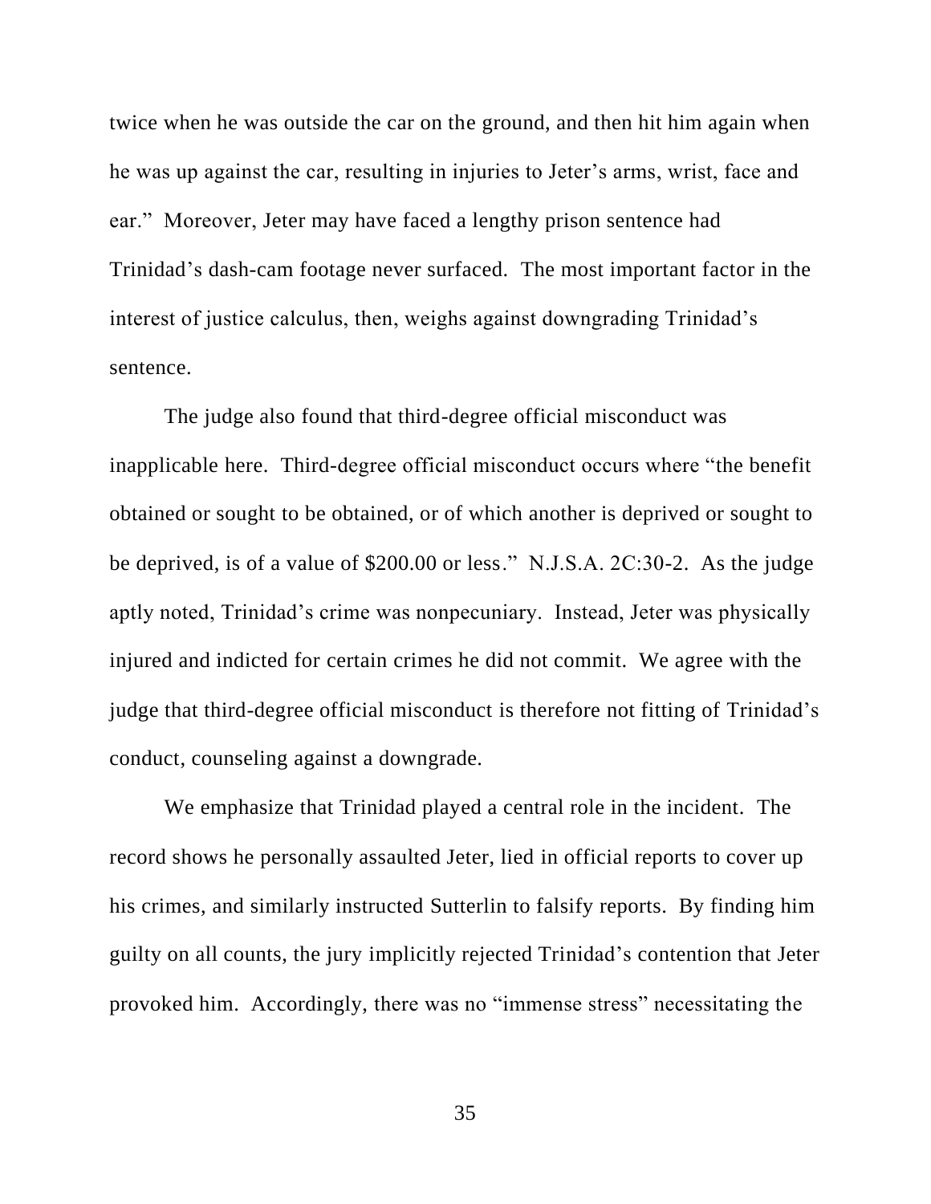twice when he was outside the car on the ground, and then hit him again when he was up against the car, resulting in injuries to Jeter's arms, wrist, face and ear." Moreover, Jeter may have faced a lengthy prison sentence had Trinidad's dash-cam footage never surfaced. The most important factor in the interest of justice calculus, then, weighs against downgrading Trinidad's sentence.

The judge also found that third-degree official misconduct was inapplicable here. Third-degree official misconduct occurs where "the benefit obtained or sought to be obtained, or of which another is deprived or sought to be deprived, is of a value of $200.00 or less." N.J.S.A. 2C:30-2. As the judge aptly noted, Trinidad's crime was nonpecuniary. Instead, Jeter was physically injured and indicted for certain crimes he did not commit. We agree with the judge that third-degree official misconduct is therefore not fitting of Trinidad's conduct, counseling against a downgrade.

We emphasize that Trinidad played a central role in the incident. The record shows he personally assaulted Jeter, lied in official reports to cover up his crimes, and similarly instructed Sutterlin to falsify reports. By finding him guilty on all counts, the jury implicitly rejected Trinidad's contention that Jeter provoked him. Accordingly, there was no "immense stress" necessitating the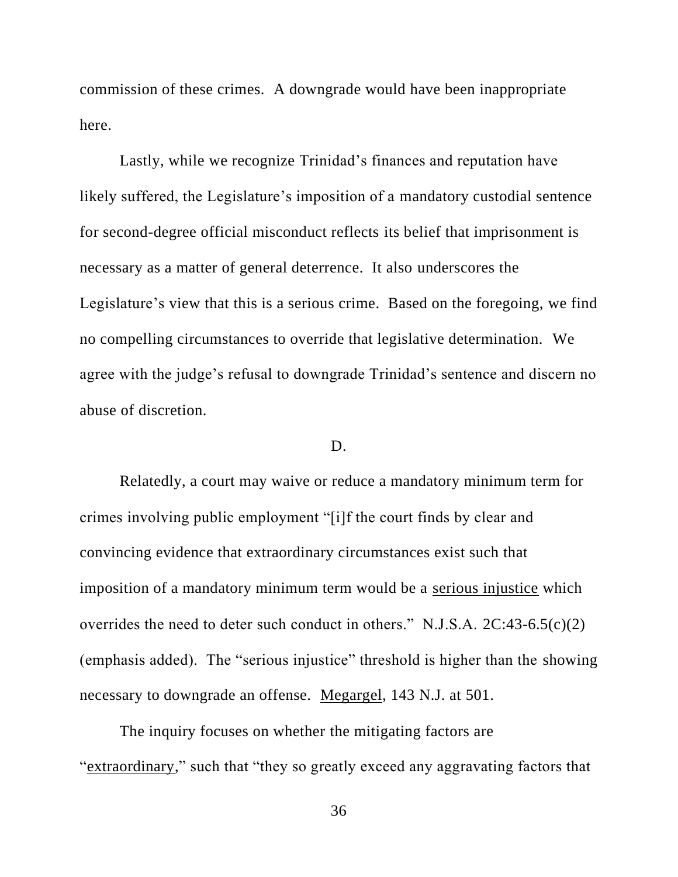commission of these crimes. A downgrade would have been inappropriate here.

Lastly, while we recognize Trinidad's finances and reputation have likely suffered, the Legislature's imposition of a mandatory custodial sentence for second-degree official misconduct reflects its belief that imprisonment is necessary as a matter of general deterrence. It also underscores the Legislature's view that this is a serious crime. Based on the foregoing, we find no compelling circumstances to override that legislative determination. We agree with the judge's refusal to downgrade Trinidad's sentence and discern no abuse of discretion.

D.

Relatedly, a court may waive or reduce a mandatory minimum term for crimes involving public employment "[i]f the court finds by clear and convincing evidence that extraordinary circumstances exist such that imposition of a mandatory minimum term would be a <u>serious injustice</u> which overrides the need to deter such conduct in others." N.J.S.A. 2C:43-6.5(c)(2) (emphasis added). The "serious injustice" threshold is higher than the showing necessary to downgrade an offense. <u>Megargel</u>, 143 N.J. at 501.

The inquiry focuses on whether the mitigating factors are "<u>extraordinary</u>," such that "they so greatly exceed any aggravating factors that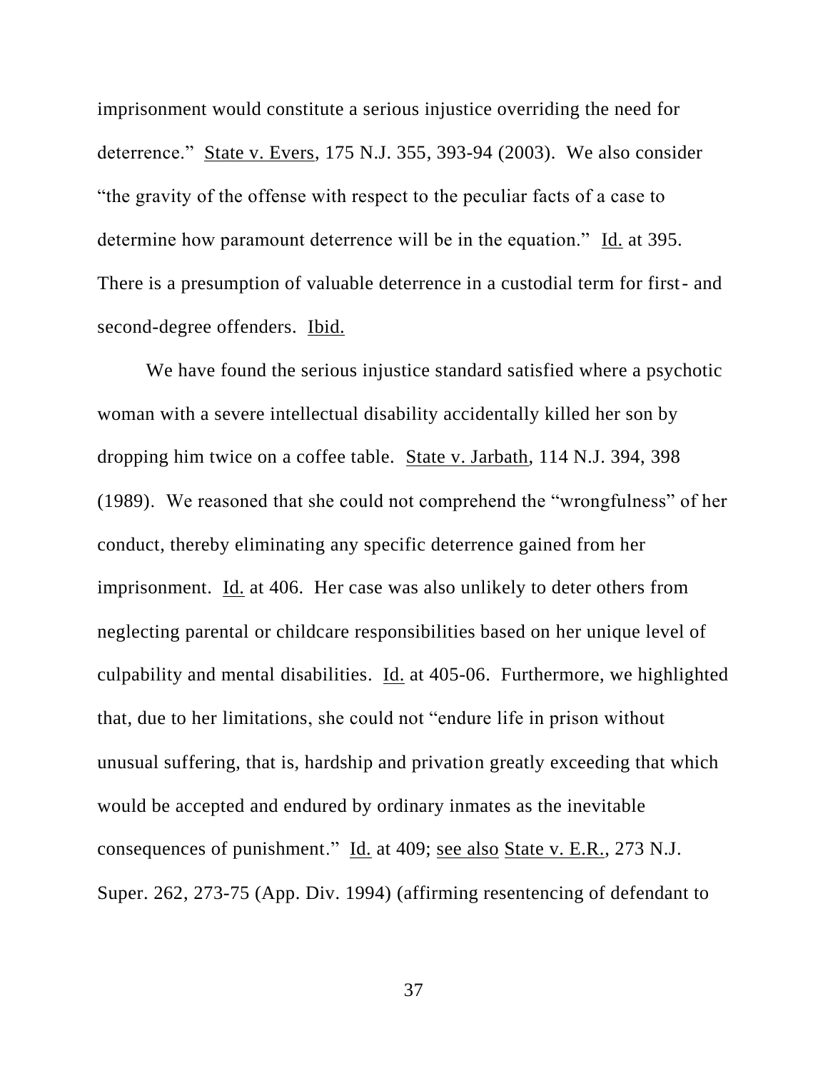imprisonment would constitute a serious injustice overriding the need for deterrence." State v. Evers, 175 N.J. 355, 393-94 (2003). We also consider "the gravity of the offense with respect to the peculiar facts of a case to determine how paramount deterrence will be in the equation." Id. at 395. There is a presumption of valuable deterrence in a custodial term for first- and second-degree offenders. Ibid.

We have found the serious injustice standard satisfied where a psychotic woman with a severe intellectual disability accidentally killed her son by dropping him twice on a coffee table. State v. Jarbath, 114 N.J. 394, 398 (1989). We reasoned that she could not comprehend the "wrongfulness" of her conduct, thereby eliminating any specific deterrence gained from her imprisonment. Id. at 406. Her case was also unlikely to deter others from neglecting parental or childcare responsibilities based on her unique level of culpability and mental disabilities. Id. at 405-06. Furthermore, we highlighted that, due to her limitations, she could not "endure life in prison without unusual suffering, that is, hardship and privation greatly exceeding that which would be accepted and endured by ordinary inmates as the inevitable consequences of punishment." Id. at 409; see also State v. E.R., 273 N.J. Super. 262, 273-75 (App. Div. 1994) (affirming resentencing of defendant to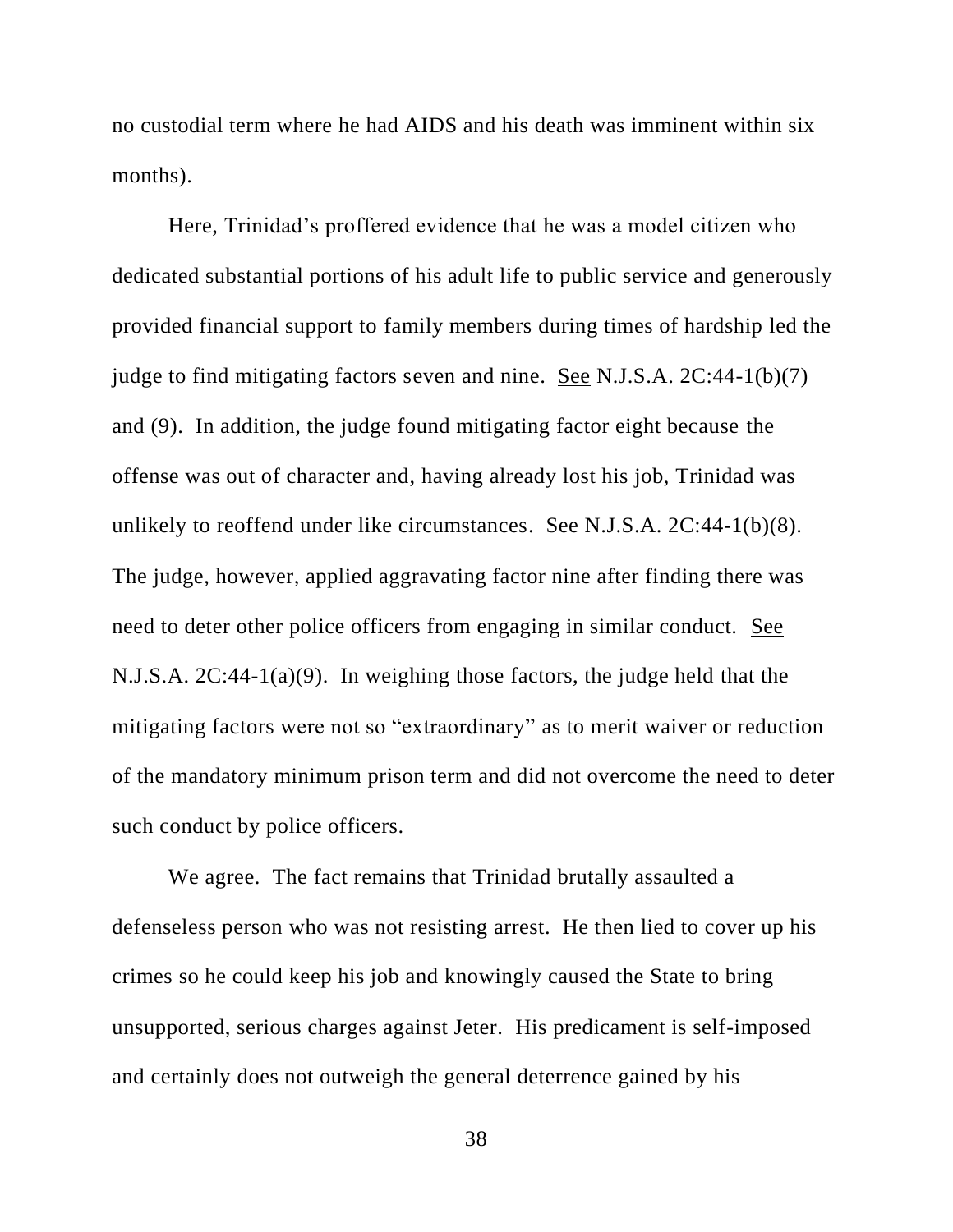no custodial term where he had AIDS and his death was imminent within six months).

Here, Trinidad's proffered evidence that he was a model citizen who dedicated substantial portions of his adult life to public service and generously provided financial support to family members during times of hardship led the judge to find mitigating factors seven and nine. See N.J.S.A. 2C:44-1(b)(7) and (9). In addition, the judge found mitigating factor eight because the offense was out of character and, having already lost his job, Trinidad was unlikely to reoffend under like circumstances. See N.J.S.A. 2C:44-1(b)(8). The judge, however, applied aggravating factor nine after finding there was need to deter other police officers from engaging in similar conduct. See N.J.S.A. 2C:44-1(a)(9). In weighing those factors, the judge held that the mitigating factors were not so "extraordinary" as to merit waiver or reduction of the mandatory minimum prison term and did not overcome the need to deter such conduct by police officers.

We agree. The fact remains that Trinidad brutally assaulted a defenseless person who was not resisting arrest. He then lied to cover up his crimes so he could keep his job and knowingly caused the State to bring unsupported, serious charges against Jeter. His predicament is self-imposed and certainly does not outweigh the general deterrence gained by his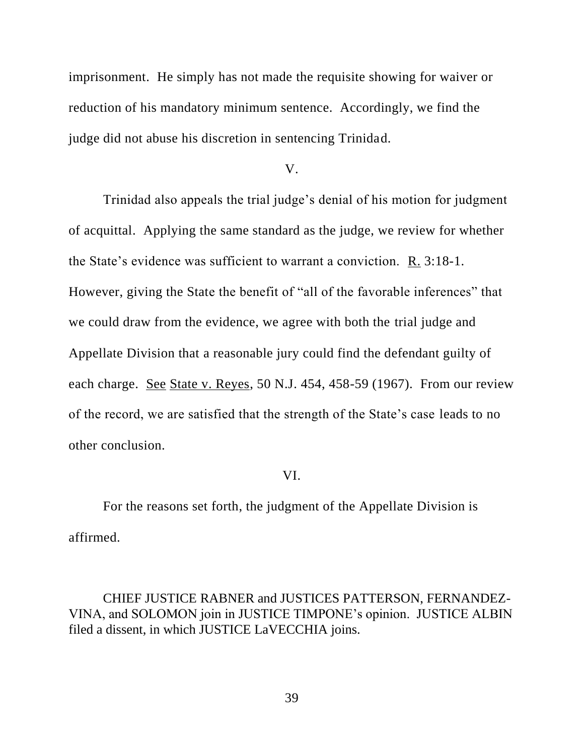imprisonment. He simply has not made the requisite showing for waiver or reduction of his mandatory minimum sentence. Accordingly, we find the judge did not abuse his discretion in sentencing Trinidad.

V.

Trinidad also appeals the trial judge's denial of his motion for judgment of acquittal. Applying the same standard as the judge, we review for whether the State's evidence was sufficient to warrant a conviction. R. 3:18-1. However, giving the State the benefit of "all of the favorable inferences" that we could draw from the evidence, we agree with both the trial judge and Appellate Division that a reasonable jury could find the defendant guilty of each charge. See State v. Reyes, 50 N.J. 454, 458-59 (1967). From our review of the record, we are satisfied that the strength of the State's case leads to no other conclusion.

VI.

For the reasons set forth, the judgment of the Appellate Division is affirmed.

CHIEF JUSTICE RABNER and JUSTICES PATTERSON, FERNANDEZ-VINA, and SOLOMON join in JUSTICE TIMPONE's opinion. JUSTICE ALBIN filed a dissent, in which JUSTICE LaVECCHIA joins.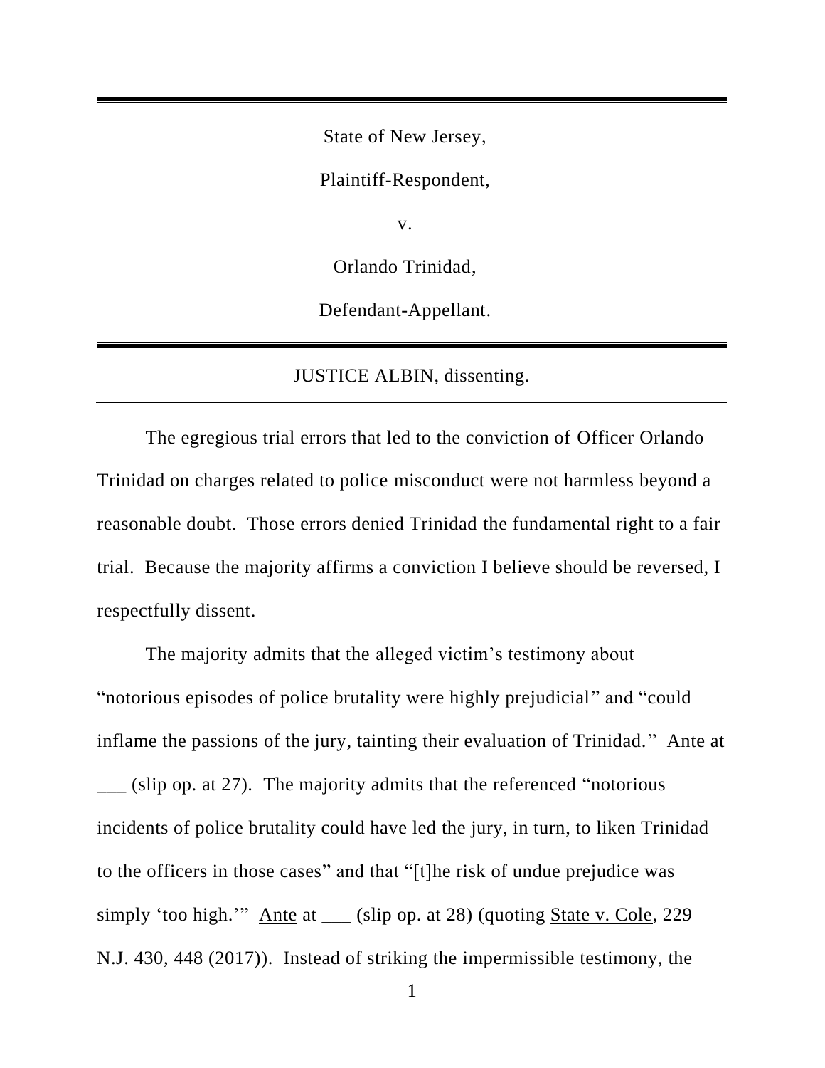State of New Jersey,

Plaintiff-Respondent,

v.

Orlando Trinidad,

Defendant-Appellant.

---

JUSTICE ALBIN, dissenting.

---

The egregious trial errors that led to the conviction of Officer Orlando Trinidad on charges related to police misconduct were not harmless beyond a reasonable doubt. Those errors denied Trinidad the fundamental right to a fair trial. Because the majority affirms a conviction I believe should be reversed, I respectfully dissent.

The majority admits that the alleged victim's testimony about "notorious episodes of police brutality were highly prejudicial" and "could inflame the passions of the jury, tainting their evaluation of Trinidad." Ante at ___ (slip op. at 27). The majority admits that the referenced "notorious incidents of police brutality could have led the jury, in turn, to liken Trinidad to the officers in those cases" and that "[t]he risk of undue prejudice was simply 'too high.'" Ante at ___ (slip op. at 28) (quoting State v. Cole, 229 N.J. 430, 448 (2017)). Instead of striking the impermissible testimony, the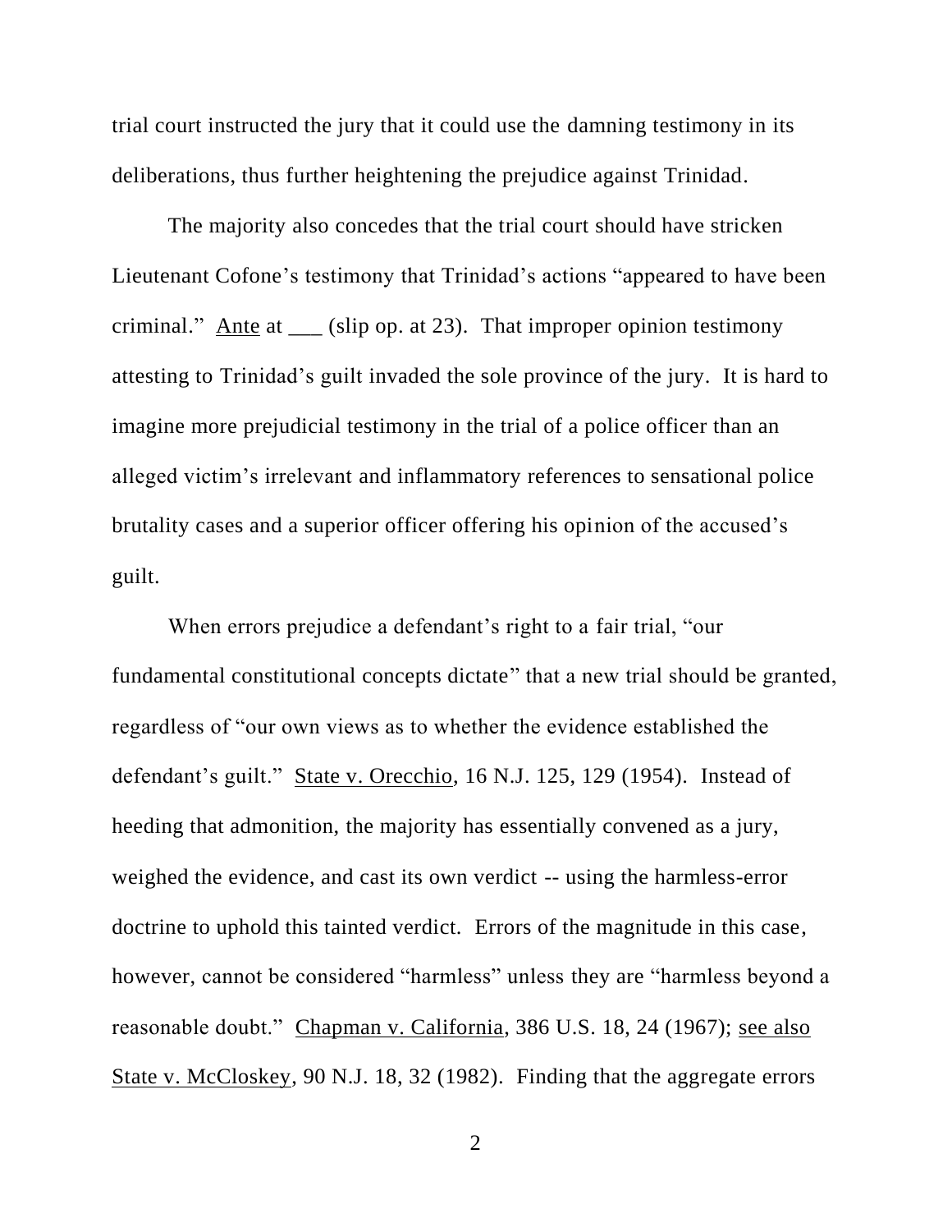trial court instructed the jury that it could use the damning testimony in its deliberations, thus further heightening the prejudice against Trinidad.

The majority also concedes that the trial court should have stricken Lieutenant Cofone's testimony that Trinidad's actions "appeared to have been criminal." Ante at ___ (slip op. at 23). That improper opinion testimony attesting to Trinidad's guilt invaded the sole province of the jury. It is hard to imagine more prejudicial testimony in the trial of a police officer than an alleged victim's irrelevant and inflammatory references to sensational police brutality cases and a superior officer offering his opinion of the accused's guilt.

When errors prejudice a defendant's right to a fair trial, "our fundamental constitutional concepts dictate" that a new trial should be granted, regardless of "our own views as to whether the evidence established the defendant's guilt." State v. Orecchio, 16 N.J. 125, 129 (1954). Instead of heeding that admonition, the majority has essentially convened as a jury, weighed the evidence, and cast its own verdict -- using the harmless-error doctrine to uphold this tainted verdict. Errors of the magnitude in this case, however, cannot be considered "harmless" unless they are "harmless beyond a reasonable doubt." Chapman v. California, 386 U.S. 18, 24 (1967); see also State v. McCloskey, 90 N.J. 18, 32 (1982). Finding that the aggregate errors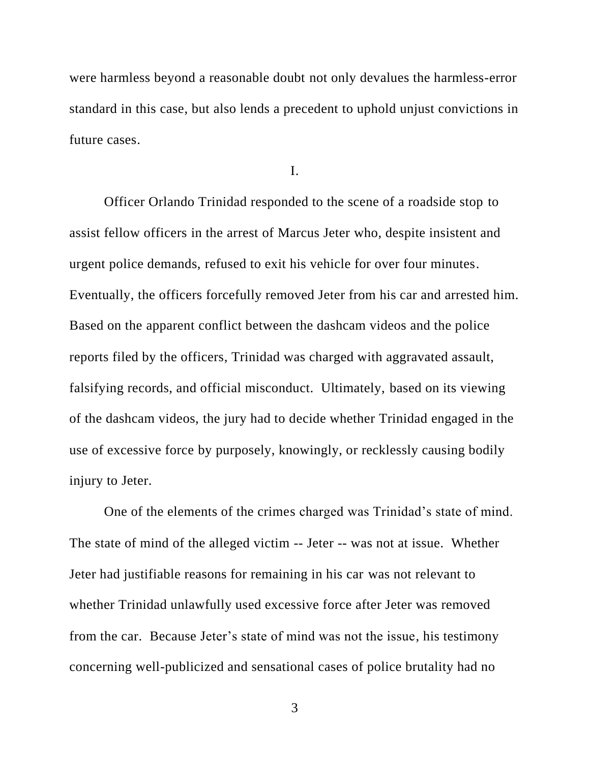were harmless beyond a reasonable doubt not only devalues the harmless-error standard in this case, but also lends a precedent to uphold unjust convictions in future cases.

I.

Officer Orlando Trinidad responded to the scene of a roadside stop to assist fellow officers in the arrest of Marcus Jeter who, despite insistent and urgent police demands, refused to exit his vehicle for over four minutes. Eventually, the officers forcefully removed Jeter from his car and arrested him. Based on the apparent conflict between the dashcam videos and the police reports filed by the officers, Trinidad was charged with aggravated assault, falsifying records, and official misconduct. Ultimately, based on its viewing of the dashcam videos, the jury had to decide whether Trinidad engaged in the use of excessive force by purposely, knowingly, or recklessly causing bodily injury to Jeter.

One of the elements of the crimes charged was Trinidad's state of mind. The state of mind of the alleged victim -- Jeter -- was not at issue. Whether Jeter had justifiable reasons for remaining in his car was not relevant to whether Trinidad unlawfully used excessive force after Jeter was removed from the car. Because Jeter's state of mind was not the issue, his testimony concerning well-publicized and sensational cases of police brutality had no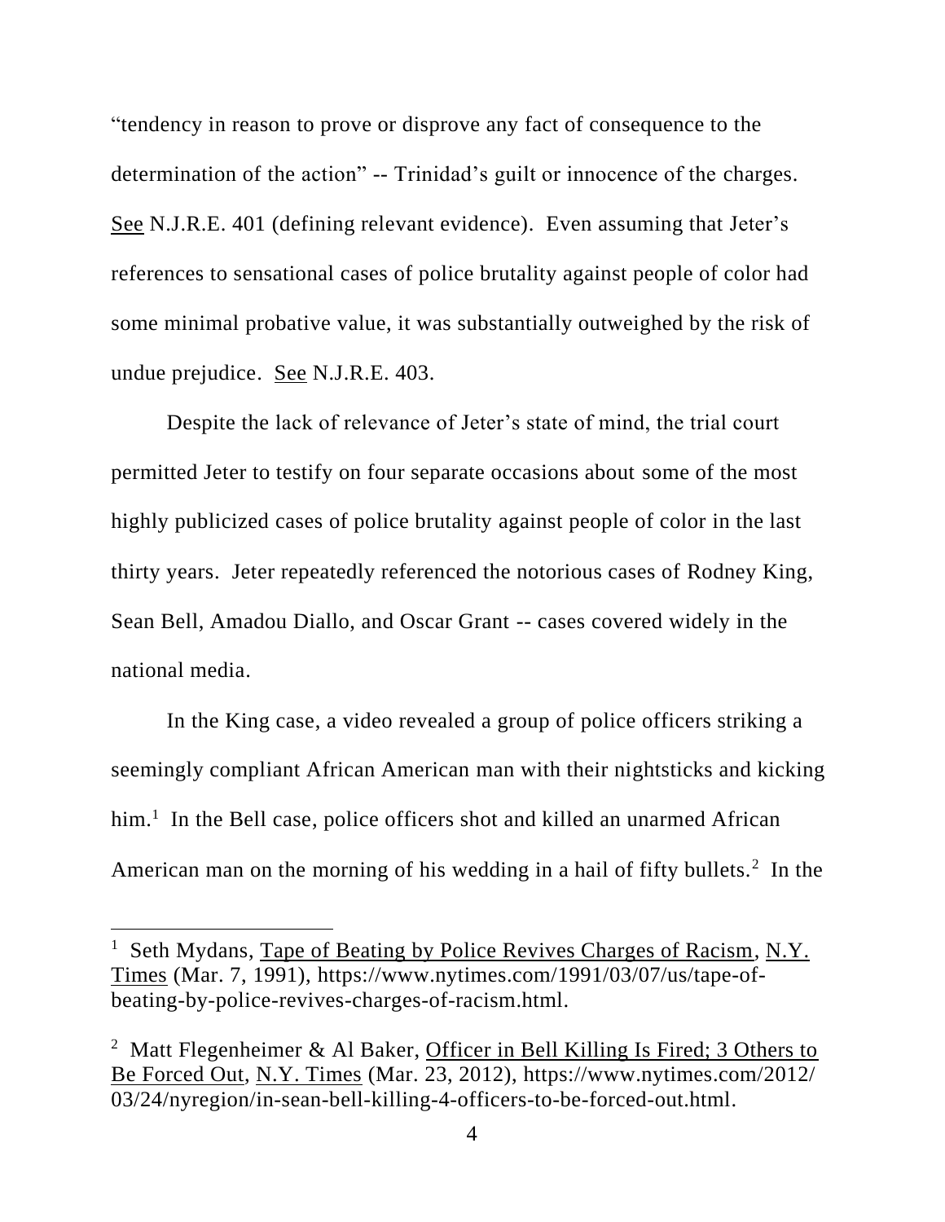"tendency in reason to prove or disprove any fact of consequence to the determination of the action" -- Trinidad's guilt or innocence of the charges. See N.J.R.E. 401 (defining relevant evidence). Even assuming that Jeter's references to sensational cases of police brutality against people of color had some minimal probative value, it was substantially outweighed by the risk of undue prejudice. See N.J.R.E. 403.

Despite the lack of relevance of Jeter's state of mind, the trial court permitted Jeter to testify on four separate occasions about some of the most highly publicized cases of police brutality against people of color in the last thirty years. Jeter repeatedly referenced the notorious cases of Rodney King, Sean Bell, Amadou Diallo, and Oscar Grant -- cases covered widely in the national media.

In the King case, a video revealed a group of police officers striking a seemingly compliant African American man with their nightsticks and kicking him.[1] In the Bell case, police officers shot and killed an unarmed African American man on the morning of his wedding in a hail of fifty bullets.[2] In the

---

[1] Seth Mydans, Tape of Beating by Police Revives Charges of Racism, N.Y. Times (Mar. 7, 1991), https://www.nytimes.com/1991/03/07/us/tape-of-beating-by-police-revives-charges-of-racism.html.

[2] Matt Flegenheimer & Al Baker, Officer in Bell Killing Is Fired; 3 Others to Be Forced Out, N.Y. Times (Mar. 23, 2012), https://www.nytimes.com/2012/03/24/nyregion/in-sean-bell-killing-4-officers-to-be-forced-out.html.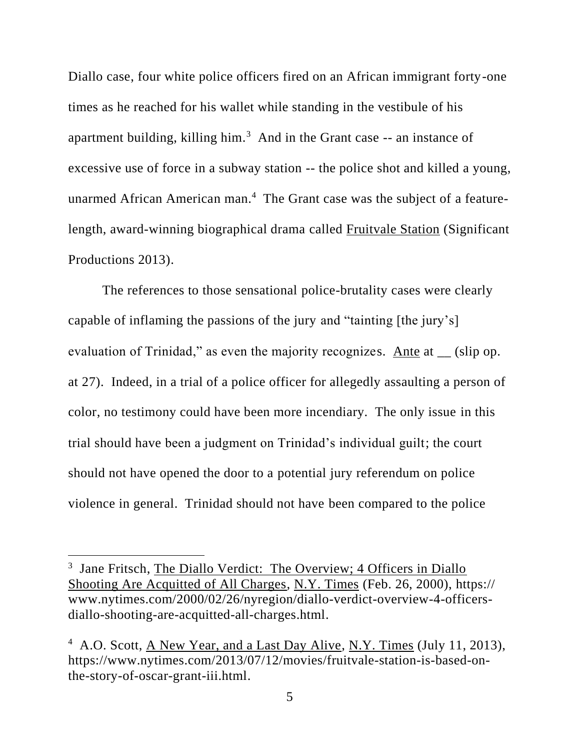Diallo case, four white police officers fired on an African immigrant forty-one times as he reached for his wallet while standing in the vestibule of his apartment building, killing him.[3] And in the Grant case -- an instance of excessive use of force in a subway station -- the police shot and killed a young, unarmed African American man.[4] The Grant case was the subject of a feature-length, award-winning biographical drama called Fruitvale Station (Significant Productions 2013).

The references to those sensational police-brutality cases were clearly capable of inflaming the passions of the jury and "tainting [the jury's] evaluation of Trinidad," as even the majority recognizes. Ante at __ (slip op. at 27). Indeed, in a trial of a police officer for allegedly assaulting a person of color, no testimony could have been more incendiary. The only issue in this trial should have been a judgment on Trinidad's individual guilt; the court should not have opened the door to a potential jury referendum on police violence in general. Trinidad should not have been compared to the police

---

[3] Jane Fritsch, The Diallo Verdict: The Overview; 4 Officers in Diallo Shooting Are Acquitted of All Charges, N.Y. Times (Feb. 26, 2000), https://www.nytimes.com/2000/02/26/nyregion/diallo-verdict-overview-4-officers-diallo-shooting-are-acquitted-all-charges.html.

[4] A.O. Scott, A New Year, and a Last Day Alive, N.Y. Times (July 11, 2013), https://www.nytimes.com/2013/07/12/movies/fruitvale-station-is-based-on-the-story-of-oscar-grant-iii.html.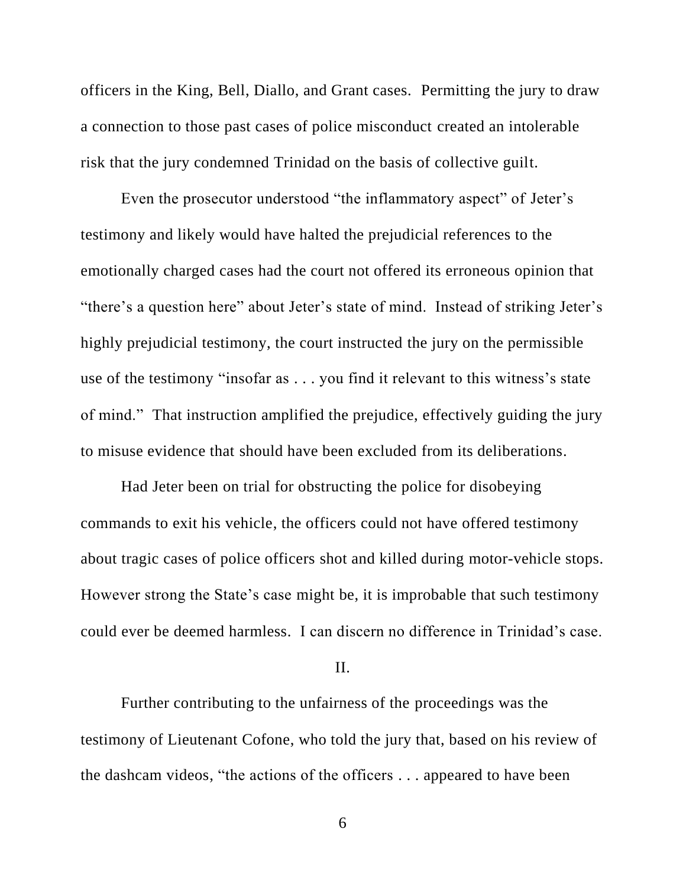officers in the King, Bell, Diallo, and Grant cases. Permitting the jury to draw a connection to those past cases of police misconduct created an intolerable risk that the jury condemned Trinidad on the basis of collective guilt.

Even the prosecutor understood "the inflammatory aspect" of Jeter's testimony and likely would have halted the prejudicial references to the emotionally charged cases had the court not offered its erroneous opinion that "there's a question here" about Jeter's state of mind. Instead of striking Jeter's highly prejudicial testimony, the court instructed the jury on the permissible use of the testimony "insofar as . . . you find it relevant to this witness's state of mind." That instruction amplified the prejudice, effectively guiding the jury to misuse evidence that should have been excluded from its deliberations.

Had Jeter been on trial for obstructing the police for disobeying commands to exit his vehicle, the officers could not have offered testimony about tragic cases of police officers shot and killed during motor-vehicle stops. However strong the State's case might be, it is improbable that such testimony could ever be deemed harmless. I can discern no difference in Trinidad's case.

## II.

Further contributing to the unfairness of the proceedings was the testimony of Lieutenant Cofone, who told the jury that, based on his review of the dashcam videos, "the actions of the officers . . . appeared to have been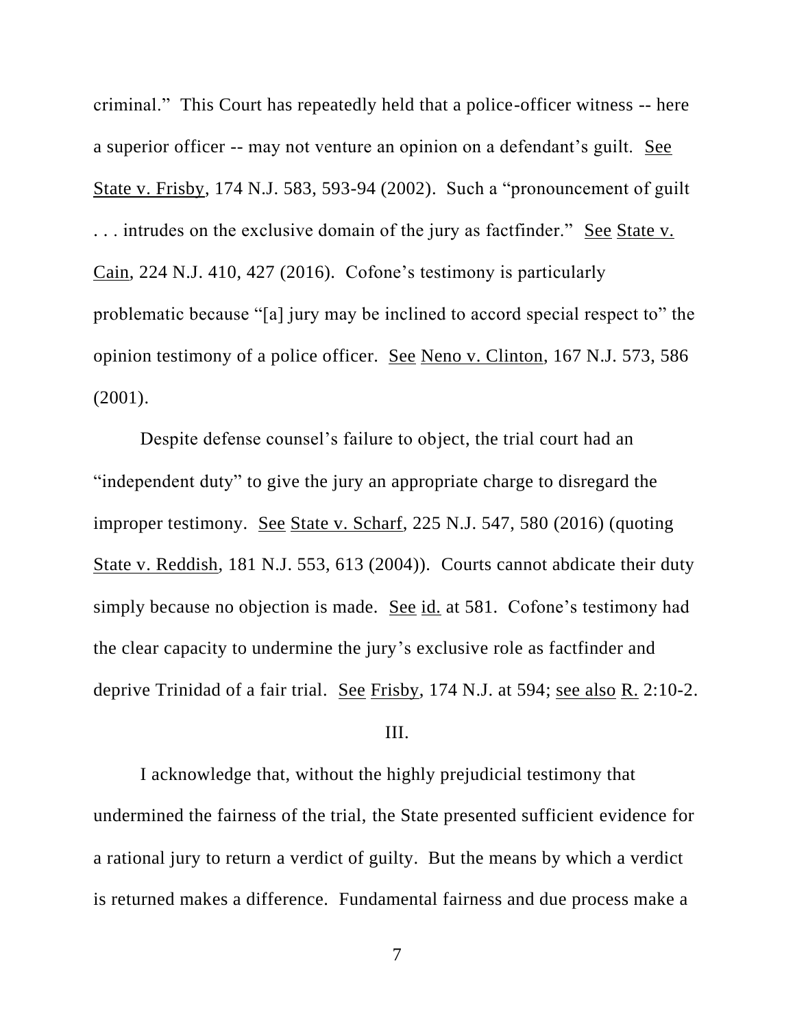criminal." This Court has repeatedly held that a police-officer witness -- here a superior officer -- may not venture an opinion on a defendant's guilt. See State v. Frisby, 174 N.J. 583, 593-94 (2002). Such a "pronouncement of guilt . . . intrudes on the exclusive domain of the jury as factfinder." See State v. Cain, 224 N.J. 410, 427 (2016). Cofone's testimony is particularly problematic because "[a] jury may be inclined to accord special respect to" the opinion testimony of a police officer. See Neno v. Clinton, 167 N.J. 573, 586 (2001).

Despite defense counsel's failure to object, the trial court had an "independent duty" to give the jury an appropriate charge to disregard the improper testimony. See State v. Scharf, 225 N.J. 547, 580 (2016) (quoting State v. Reddish, 181 N.J. 553, 613 (2004)). Courts cannot abdicate their duty simply because no objection is made. See id. at 581. Cofone's testimony had the clear capacity to undermine the jury's exclusive role as factfinder and deprive Trinidad of a fair trial. See Frisby, 174 N.J. at 594; see also R. 2:10-2.

III.

I acknowledge that, without the highly prejudicial testimony that undermined the fairness of the trial, the State presented sufficient evidence for a rational jury to return a verdict of guilty. But the means by which a verdict is returned makes a difference. Fundamental fairness and due process make a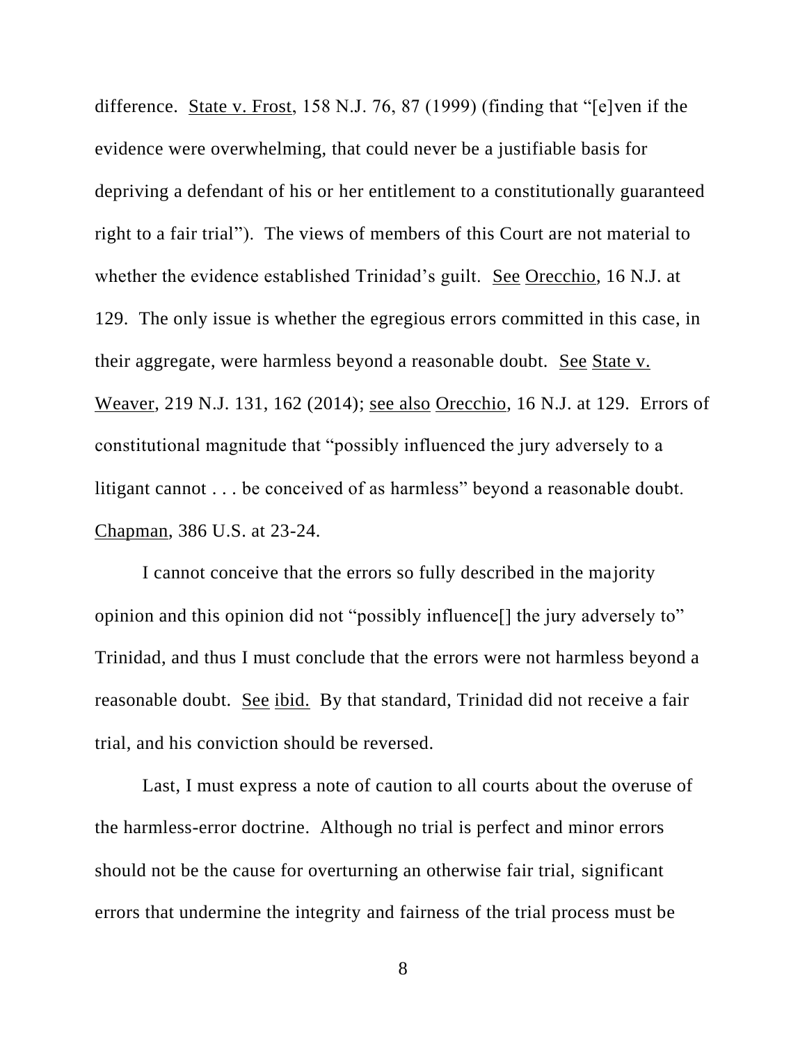difference. State v. Frost, 158 N.J. 76, 87 (1999) (finding that "[e]ven if the evidence were overwhelming, that could never be a justifiable basis for depriving a defendant of his or her entitlement to a constitutionally guaranteed right to a fair trial"). The views of members of this Court are not material to whether the evidence established Trinidad's guilt. See Orecchio, 16 N.J. at 129. The only issue is whether the egregious errors committed in this case, in their aggregate, were harmless beyond a reasonable doubt. See State v. Weaver, 219 N.J. 131, 162 (2014); see also Orecchio, 16 N.J. at 129. Errors of constitutional magnitude that "possibly influenced the jury adversely to a litigant cannot . . . be conceived of as harmless" beyond a reasonable doubt. Chapman, 386 U.S. at 23-24.

I cannot conceive that the errors so fully described in the majority opinion and this opinion did not "possibly influence[] the jury adversely to" Trinidad, and thus I must conclude that the errors were not harmless beyond a reasonable doubt. See ibid. By that standard, Trinidad did not receive a fair trial, and his conviction should be reversed.

Last, I must express a note of caution to all courts about the overuse of the harmless-error doctrine. Although no trial is perfect and minor errors should not be the cause for overturning an otherwise fair trial, significant errors that undermine the integrity and fairness of the trial process must be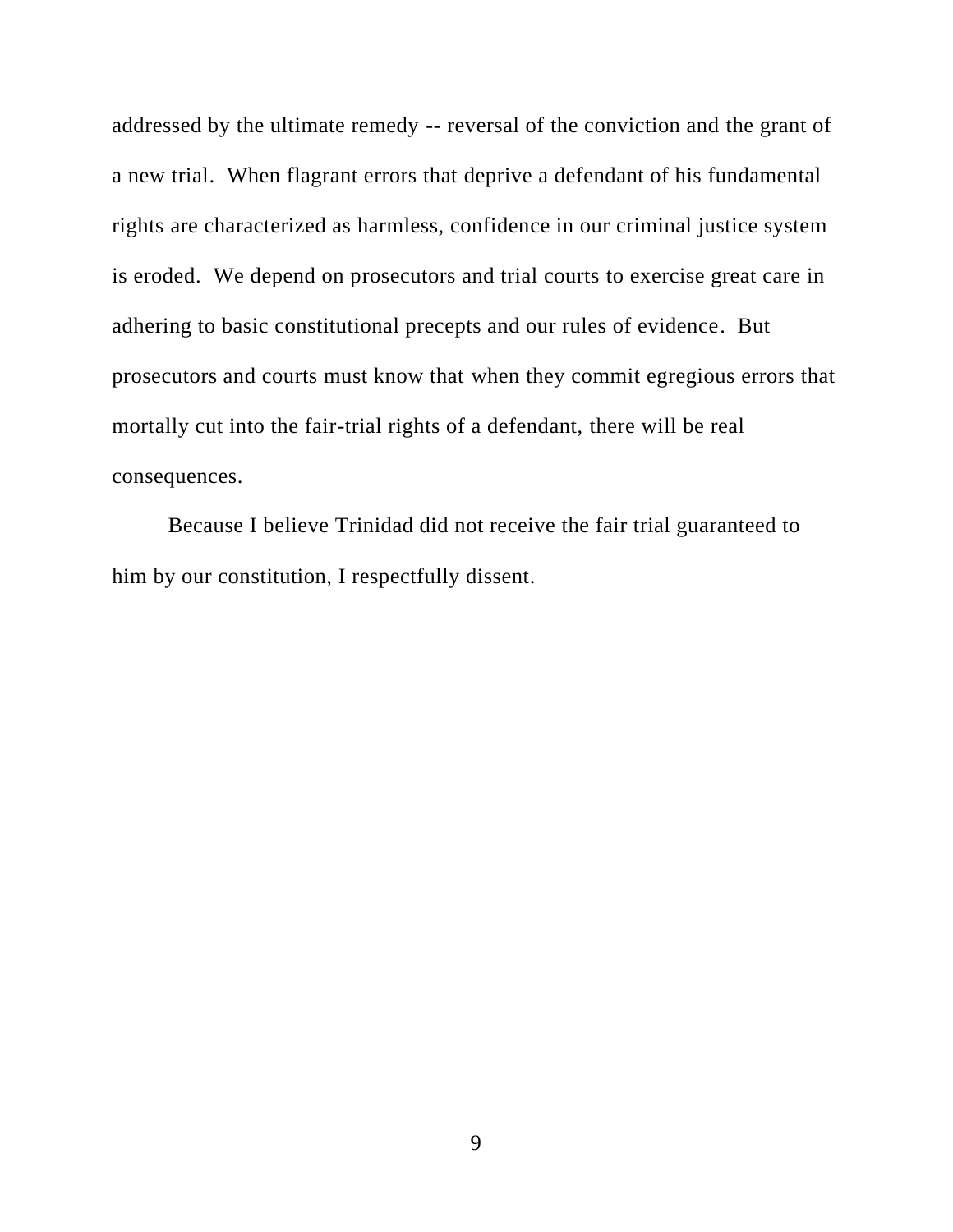addressed by the ultimate remedy -- reversal of the conviction and the grant of a new trial. When flagrant errors that deprive a defendant of his fundamental rights are characterized as harmless, confidence in our criminal justice system is eroded. We depend on prosecutors and trial courts to exercise great care in adhering to basic constitutional precepts and our rules of evidence. But prosecutors and courts must know that when they commit egregious errors that mortally cut into the fair-trial rights of a defendant, there will be real consequences.

Because I believe Trinidad did not receive the fair trial guaranteed to him by our constitution, I respectfully dissent.